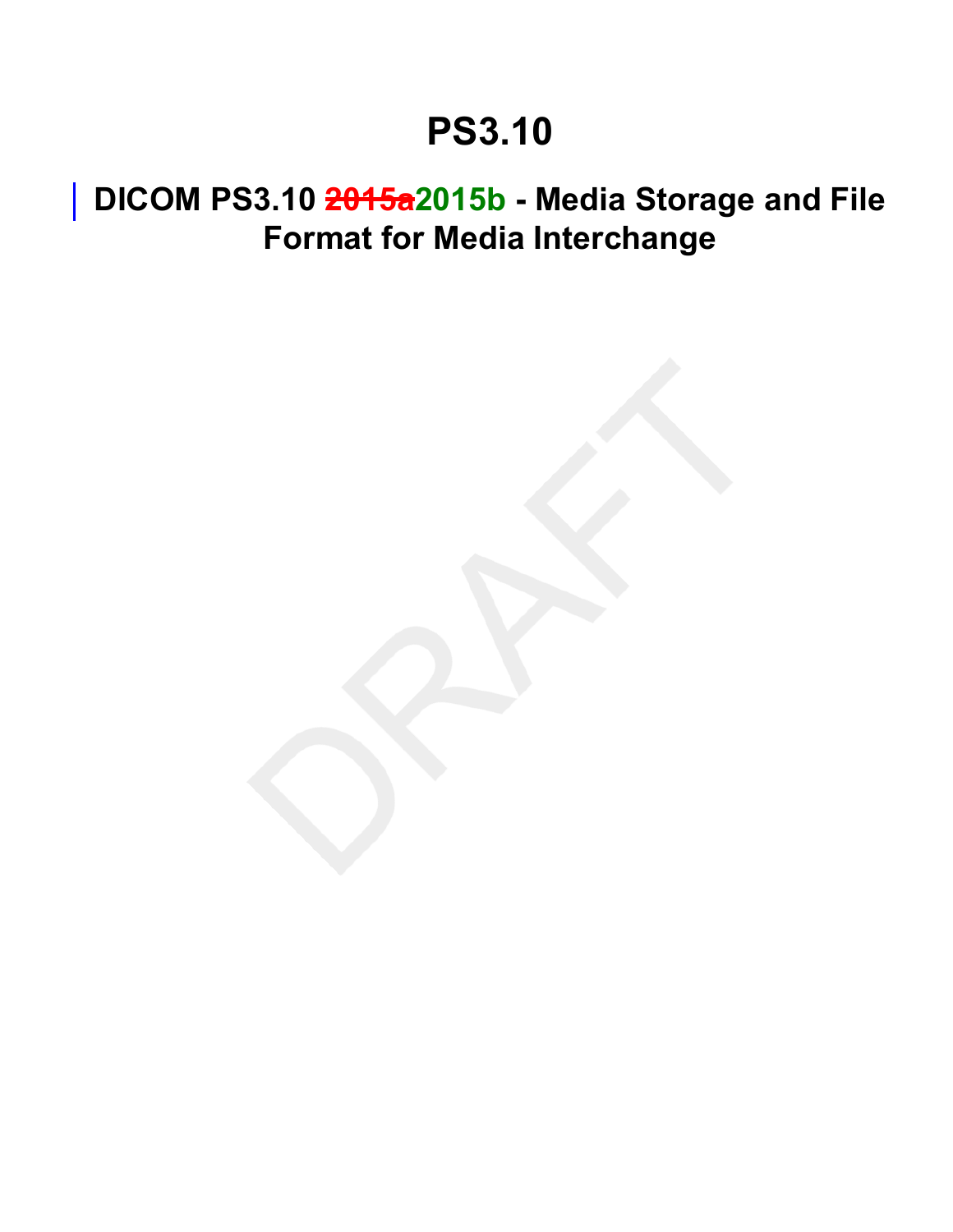# PS3.10

## DICOM PS3.10 ~~2015a~~2015b - Media Storage and File Format for Media Interchange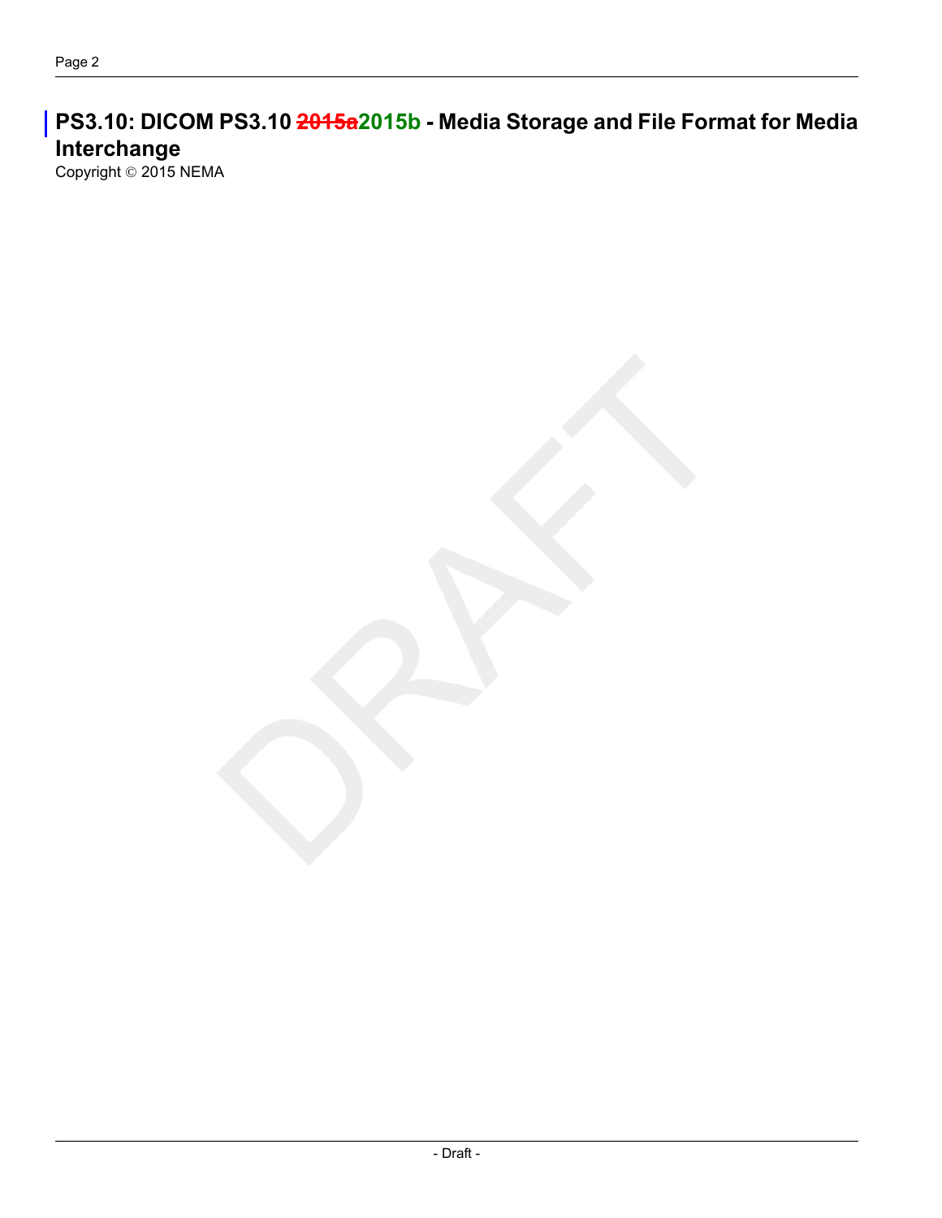# PS3.10: DICOM PS3.10 ~~2015a~~2015b - Media Storage and File Format for Media Interchange

Copyright © 2015 NEMA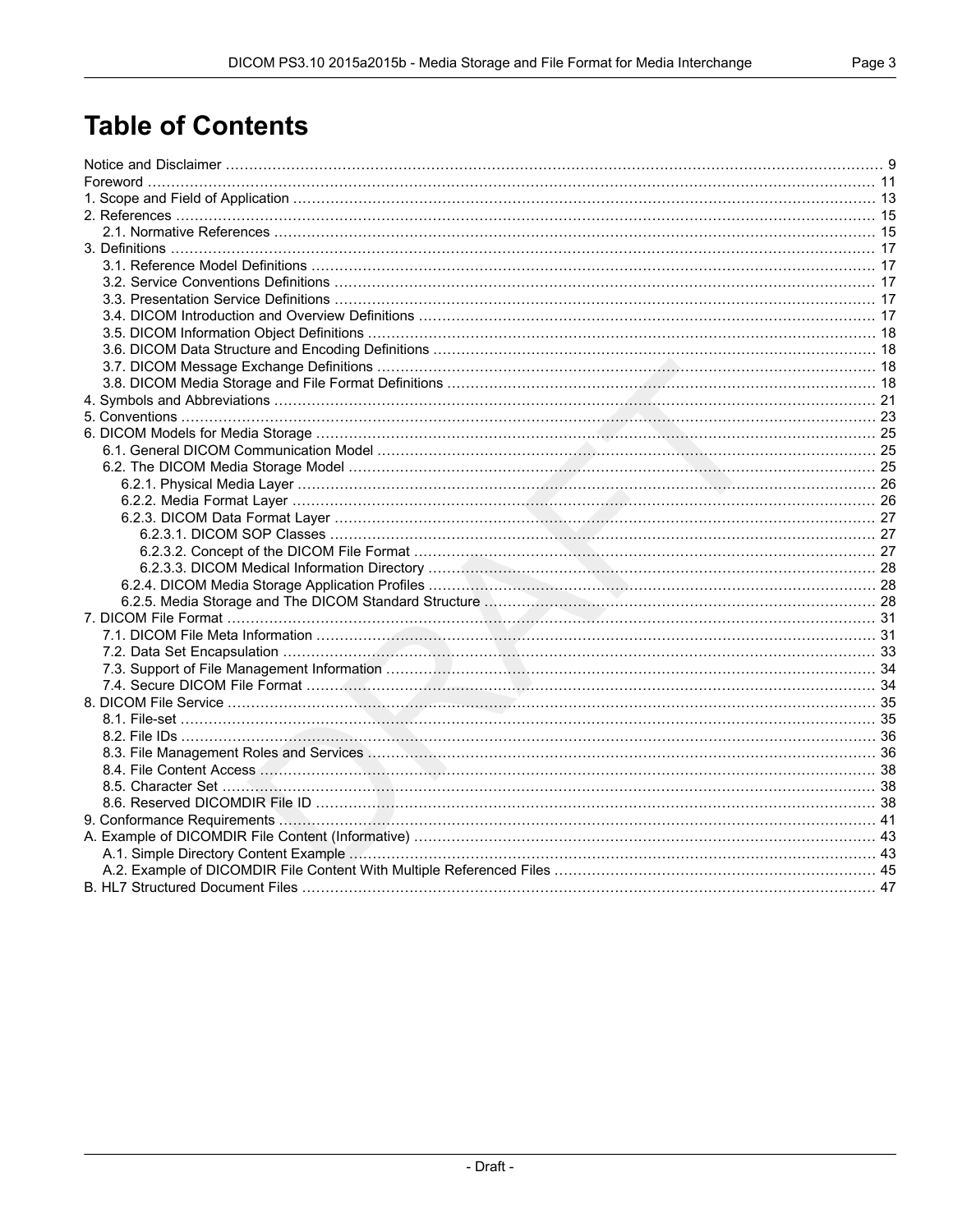# Table of Contents

Notice and Disclaimer ........................................................ 9
Foreword ........................................................ 11
1. Scope and Field of Application ........................................................ 13
2. References ........................................................ 15
  2.1. Normative References ........................................................ 15
3. Definitions ........................................................ 17
  3.1. Reference Model Definitions ........................................................ 17
  3.2. Service Conventions Definitions ........................................................ 17
  3.3. Presentation Service Definitions ........................................................ 17
  3.4. DICOM Introduction and Overview Definitions ........................................................ 17
  3.5. DICOM Information Object Definitions ........................................................ 18
  3.6. DICOM Data Structure and Encoding Definitions ........................................................ 18
  3.7. DICOM Message Exchange Definitions ........................................................ 18
  3.8. DICOM Media Storage and File Format Definitions ........................................................ 18
4. Symbols and Abbreviations ........................................................ 21
5. Conventions ........................................................ 23
6. DICOM Models for Media Storage ........................................................ 25
  6.1. General DICOM Communication Model ........................................................ 25
  6.2. The DICOM Media Storage Model ........................................................ 25
    6.2.1. Physical Media Layer ........................................................ 26
    6.2.2. Media Format Layer ........................................................ 26
    6.2.3. DICOM Data Format Layer ........................................................ 27
      6.2.3.1. DICOM SOP Classes ........................................................ 27
      6.2.3.2. Concept of the DICOM File Format ........................................................ 27
      6.2.3.3. DICOM Medical Information Directory ........................................................ 28
    6.2.4. DICOM Media Storage Application Profiles ........................................................ 28
    6.2.5. Media Storage and The DICOM Standard Structure ........................................................ 28
7. DICOM File Format ........................................................ 31
  7.1. DICOM File Meta Information ........................................................ 31
  7.2. Data Set Encapsulation ........................................................ 33
  7.3. Support of File Management Information ........................................................ 34
  7.4. Secure DICOM File Format ........................................................ 34
8. DICOM File Service ........................................................ 35
  8.1. File-set ........................................................ 35
  8.2. File IDs ........................................................ 36
  8.3. File Management Roles and Services ........................................................ 36
  8.4. File Content Access ........................................................ 38
  8.5. Character Set ........................................................ 38
  8.6. Reserved DICOMDIR File ID ........................................................ 38
9. Conformance Requirements ........................................................ 41
A. Example of DICOMDIR File Content (Informative) ........................................................ 43
  A.1. Simple Directory Content Example ........................................................ 43
  A.2. Example of DICOMDIR File Content With Multiple Referenced Files ........................................................ 45
B. HL7 Structured Document Files ........................................................ 47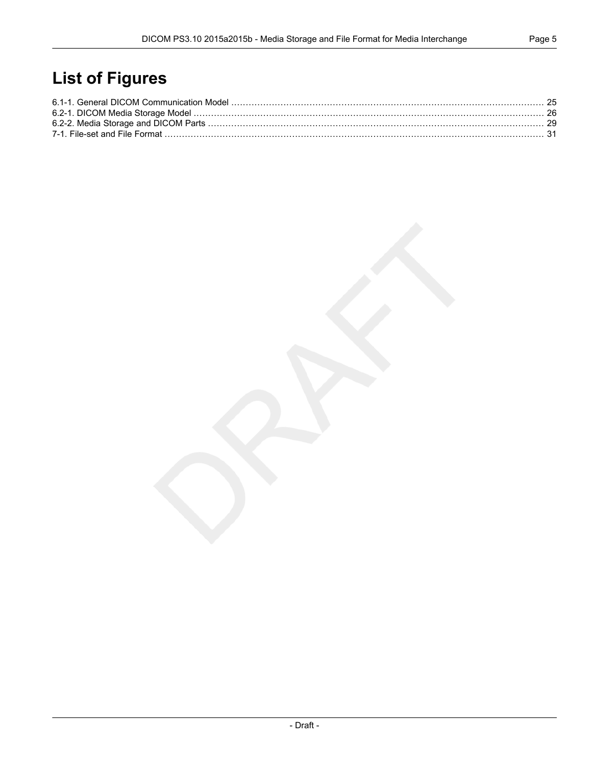# List of Figures

6.1-1. General DICOM Communication Model ........................................................................................................... 25
6.2-1. DICOM Media Storage Model ........................................................................................................................ 26
6.2-2. Media Storage and DICOM Parts .................................................................................................................. 29
7-1. File-set and File Format ................................................................................................................................... 31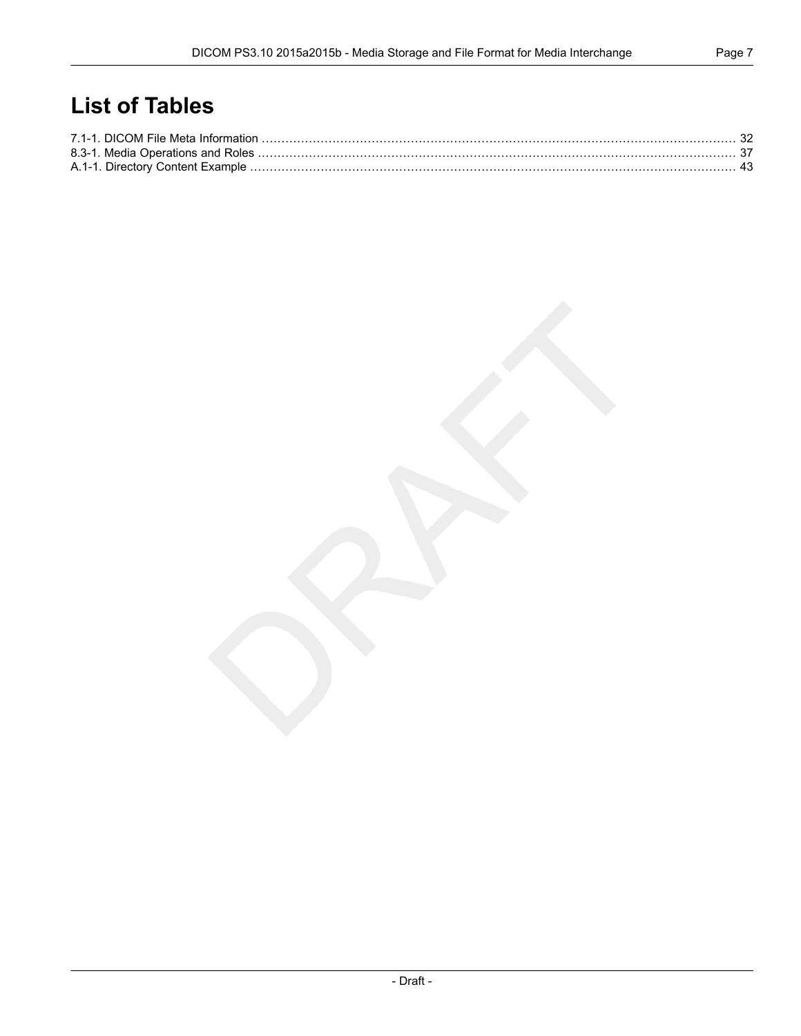# List of Tables

7.1-1. DICOM File Meta Information ........................................................................................................................ 32
8.3-1. Media Operations and Roles ........................................................................................................................ 37
A.1-1. Directory Content Example ........................................................................................................................ 43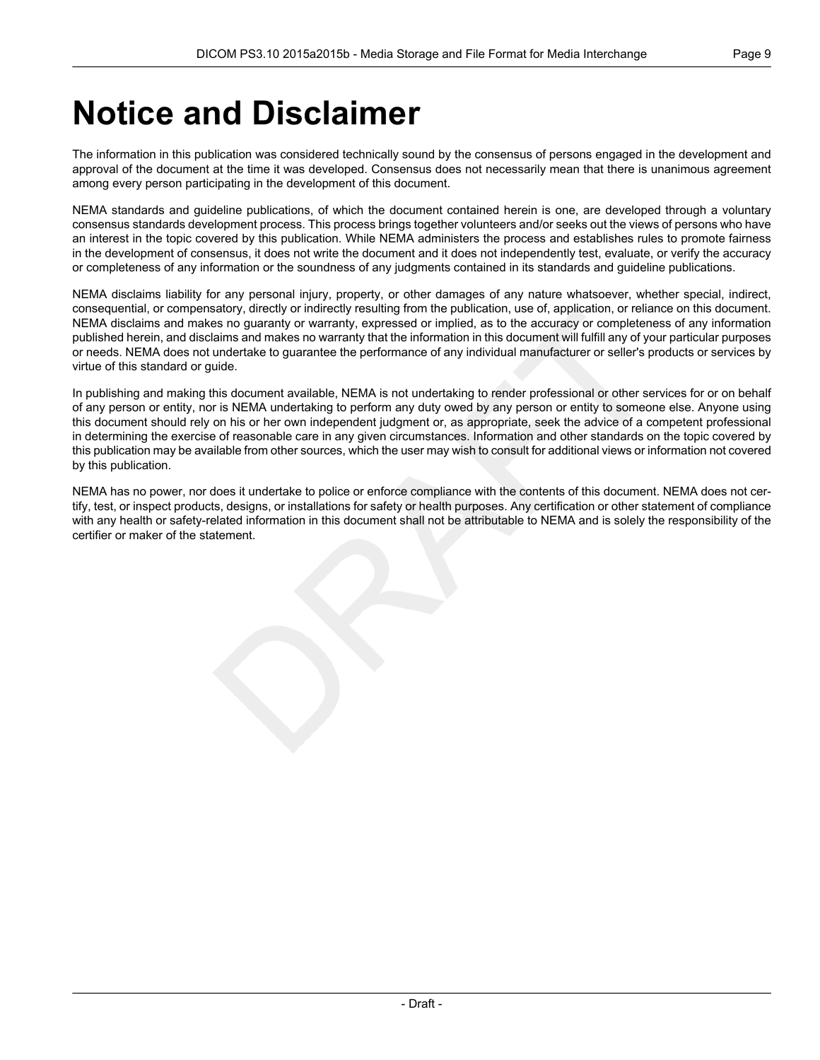# Notice and Disclaimer

The information in this publication was considered technically sound by the consensus of persons engaged in the development and approval of the document at the time it was developed. Consensus does not necessarily mean that there is unanimous agreement among every person participating in the development of this document.

NEMA standards and guideline publications, of which the document contained herein is one, are developed through a voluntary consensus standards development process. This process brings together volunteers and/or seeks out the views of persons who have an interest in the topic covered by this publication. While NEMA administers the process and establishes rules to promote fairness in the development of consensus, it does not write the document and it does not independently test, evaluate, or verify the accuracy or completeness of any information or the soundness of any judgments contained in its standards and guideline publications.

NEMA disclaims liability for any personal injury, property, or other damages of any nature whatsoever, whether special, indirect, consequential, or compensatory, directly or indirectly resulting from the publication, use of, application, or reliance on this document. NEMA disclaims and makes no guaranty or warranty, expressed or implied, as to the accuracy or completeness of any information published herein, and disclaims and makes no warranty that the information in this document will fulfill any of your particular purposes or needs. NEMA does not undertake to guarantee the performance of any individual manufacturer or seller's products or services by virtue of this standard or guide.

In publishing and making this document available, NEMA is not undertaking to render professional or other services for or on behalf of any person or entity, nor is NEMA undertaking to perform any duty owed by any person or entity to someone else. Anyone using this document should rely on his or her own independent judgment or, as appropriate, seek the advice of a competent professional in determining the exercise of reasonable care in any given circumstances. Information and other standards on the topic covered by this publication may be available from other sources, which the user may wish to consult for additional views or information not covered by this publication.

NEMA has no power, nor does it undertake to police or enforce compliance with the contents of this document. NEMA does not certify, test, or inspect products, designs, or installations for safety or health purposes. Any certification or other statement of compliance with any health or safety-related information in this document shall not be attributable to NEMA and is solely the responsibility of the certifier or maker of the statement.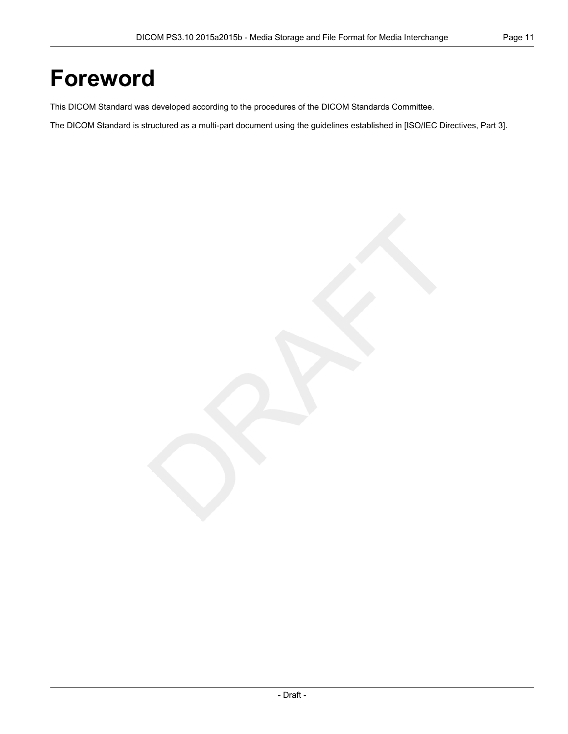# Foreword

This DICOM Standard was developed according to the procedures of the DICOM Standards Committee.

The DICOM Standard is structured as a multi-part document using the guidelines established in [ISO/IEC Directives, Part 3].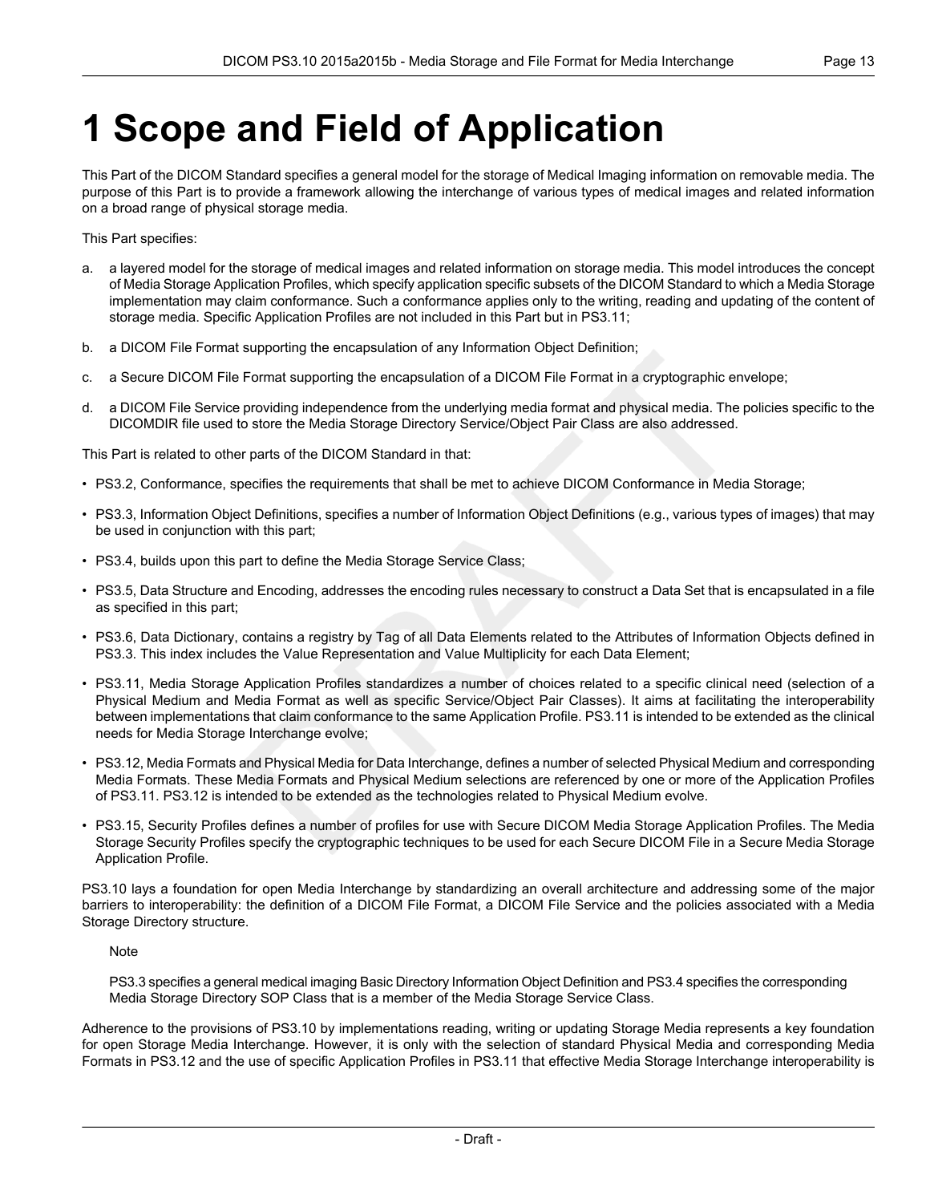# 1 Scope and Field of Application

This Part of the DICOM Standard specifies a general model for the storage of Medical Imaging information on removable media. The purpose of this Part is to provide a framework allowing the interchange of various types of medical images and related information on a broad range of physical storage media.

This Part specifies:

a. a layered model for the storage of medical images and related information on storage media. This model introduces the concept of Media Storage Application Profiles, which specify application specific subsets of the DICOM Standard to which a Media Storage implementation may claim conformance. Such a conformance applies only to the writing, reading and updating of the content of storage media. Specific Application Profiles are not included in this Part but in PS3.11;

b. a DICOM File Format supporting the encapsulation of any Information Object Definition;

c. a Secure DICOM File Format supporting the encapsulation of a DICOM File Format in a cryptographic envelope;

d. a DICOM File Service providing independence from the underlying media format and physical media. The policies specific to the DICOMDIR file used to store the Media Storage Directory Service/Object Pair Class are also addressed.

This Part is related to other parts of the DICOM Standard in that:

- PS3.2, Conformance, specifies the requirements that shall be met to achieve DICOM Conformance in Media Storage;
- PS3.3, Information Object Definitions, specifies a number of Information Object Definitions (e.g., various types of images) that may be used in conjunction with this part;
- PS3.4, builds upon this part to define the Media Storage Service Class;
- PS3.5, Data Structure and Encoding, addresses the encoding rules necessary to construct a Data Set that is encapsulated in a file as specified in this part;
- PS3.6, Data Dictionary, contains a registry by Tag of all Data Elements related to the Attributes of Information Objects defined in PS3.3. This index includes the Value Representation and Value Multiplicity for each Data Element;
- PS3.11, Media Storage Application Profiles standardizes a number of choices related to a specific clinical need (selection of a Physical Medium and Media Format as well as specific Service/Object Pair Classes). It aims at facilitating the interoperability between implementations that claim conformance to the same Application Profile. PS3.11 is intended to be extended as the clinical needs for Media Storage Interchange evolve;
- PS3.12, Media Formats and Physical Media for Data Interchange, defines a number of selected Physical Medium and corresponding Media Formats. These Media Formats and Physical Medium selections are referenced by one or more of the Application Profiles of PS3.11. PS3.12 is intended to be extended as the technologies related to Physical Medium evolve.
- PS3.15, Security Profiles defines a number of profiles for use with Secure DICOM Media Storage Application Profiles. The Media Storage Security Profiles specify the cryptographic techniques to be used for each Secure DICOM File in a Secure Media Storage Application Profile.

PS3.10 lays a foundation for open Media Interchange by standardizing an overall architecture and addressing some of the major barriers to interoperability: the definition of a DICOM File Format, a DICOM File Service and the policies associated with a Media Storage Directory structure.

Note

PS3.3 specifies a general medical imaging Basic Directory Information Object Definition and PS3.4 specifies the corresponding Media Storage Directory SOP Class that is a member of the Media Storage Service Class.

Adherence to the provisions of PS3.10 by implementations reading, writing or updating Storage Media represents a key foundation for open Storage Media Interchange. However, it is only with the selection of standard Physical Media and corresponding Media Formats in PS3.12 and the use of specific Application Profiles in PS3.11 that effective Media Storage Interchange interoperability is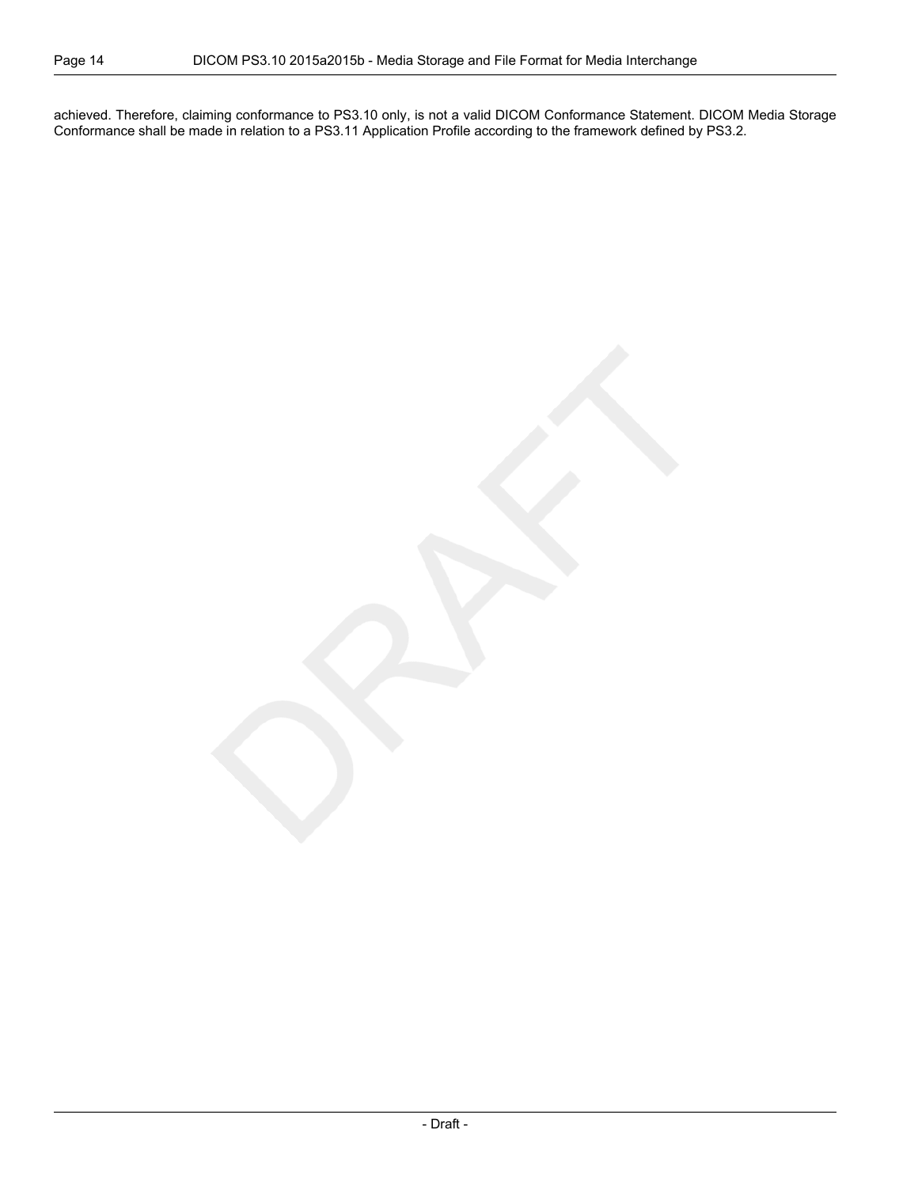achieved. Therefore, claiming conformance to PS3.10 only, is not a valid DICOM Conformance Statement. DICOM Media Storage Conformance shall be made in relation to a PS3.11 Application Profile according to the framework defined by PS3.2.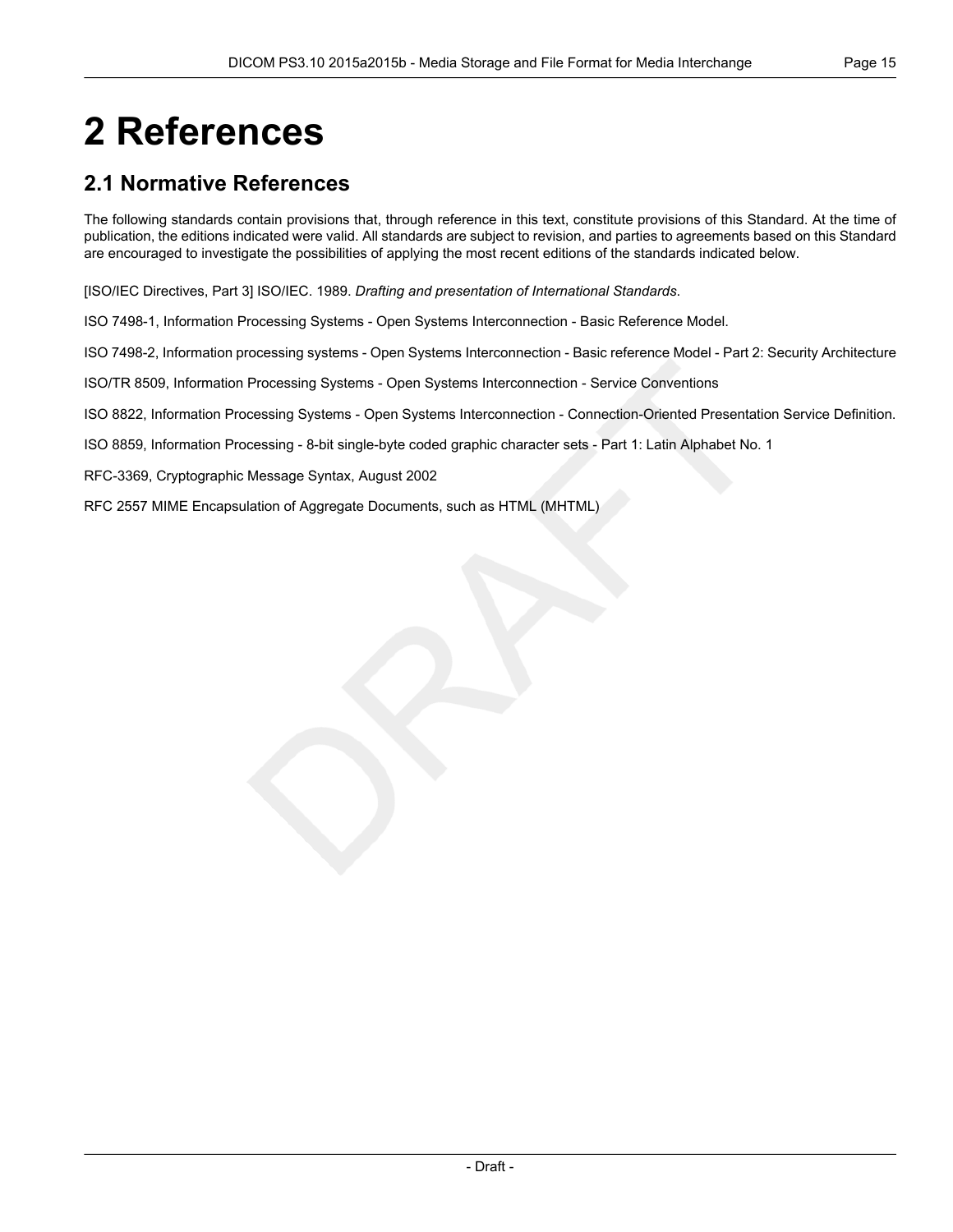# 2 References

## 2.1 Normative References

The following standards contain provisions that, through reference in this text, constitute provisions of this Standard. At the time of publication, the editions indicated were valid. All standards are subject to revision, and parties to agreements based on this Standard are encouraged to investigate the possibilities of applying the most recent editions of the standards indicated below.

[ISO/IEC Directives, Part 3] ISO/IEC. 1989. *Drafting and presentation of International Standards*.

ISO 7498-1, Information Processing Systems - Open Systems Interconnection - Basic Reference Model.

ISO 7498-2, Information processing systems - Open Systems Interconnection - Basic reference Model - Part 2: Security Architecture

ISO/TR 8509, Information Processing Systems - Open Systems Interconnection - Service Conventions

ISO 8822, Information Processing Systems - Open Systems Interconnection - Connection-Oriented Presentation Service Definition.

ISO 8859, Information Processing - 8-bit single-byte coded graphic character sets - Part 1: Latin Alphabet No. 1

RFC-3369, Cryptographic Message Syntax, August 2002

RFC 2557 MIME Encapsulation of Aggregate Documents, such as HTML (MHTML)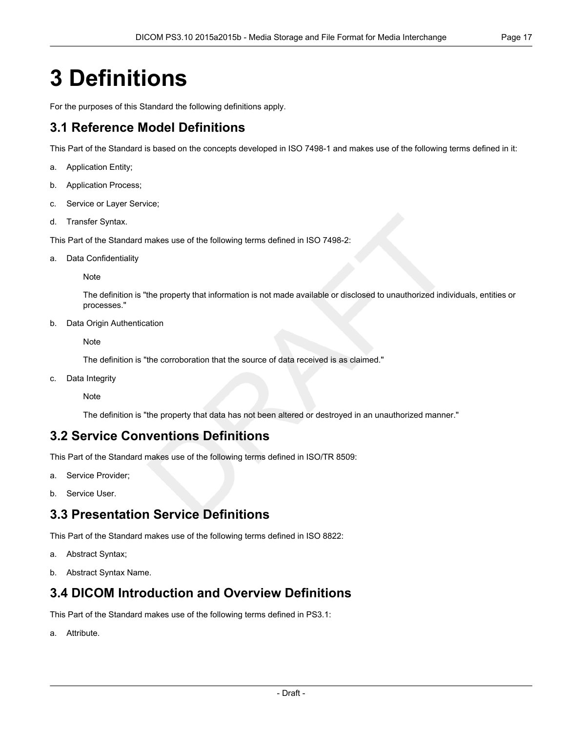# 3 Definitions

For the purposes of this Standard the following definitions apply.

## 3.1 Reference Model Definitions

This Part of the Standard is based on the concepts developed in ISO 7498-1 and makes use of the following terms defined in it:

a. Application Entity;

b. Application Process;

c. Service or Layer Service;

d. Transfer Syntax.

This Part of the Standard makes use of the following terms defined in ISO 7498-2:

a. Data Confidentiality

   Note

   The definition is "the property that information is not made available or disclosed to unauthorized individuals, entities or processes."

b. Data Origin Authentication

   Note

   The definition is "the corroboration that the source of data received is as claimed."

c. Data Integrity

   Note

   The definition is "the property that data has not been altered or destroyed in an unauthorized manner."

## 3.2 Service Conventions Definitions

This Part of the Standard makes use of the following terms defined in ISO/TR 8509:

a. Service Provider;

b. Service User.

## 3.3 Presentation Service Definitions

This Part of the Standard makes use of the following terms defined in ISO 8822:

a. Abstract Syntax;

b. Abstract Syntax Name.

## 3.4 DICOM Introduction and Overview Definitions

This Part of the Standard makes use of the following terms defined in PS3.1:

a. Attribute.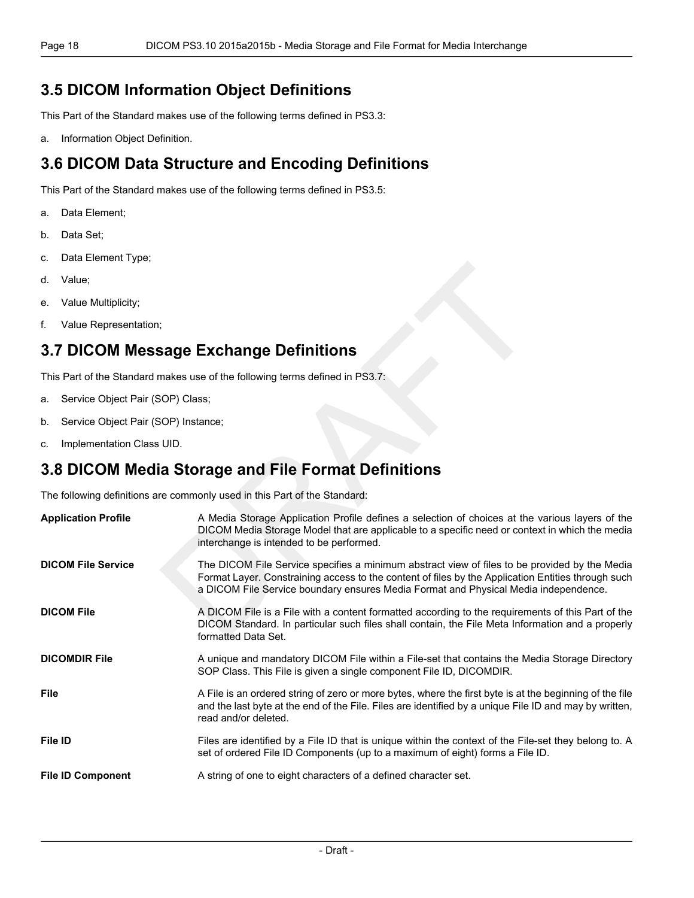## 3.5 DICOM Information Object Definitions

This Part of the Standard makes use of the following terms defined in PS3.3:

a. Information Object Definition.

## 3.6 DICOM Data Structure and Encoding Definitions

This Part of the Standard makes use of the following terms defined in PS3.5:

a. Data Element;

b. Data Set;

c. Data Element Type;

d. Value;

e. Value Multiplicity;

f. Value Representation;

## 3.7 DICOM Message Exchange Definitions

This Part of the Standard makes use of the following terms defined in PS3.7:

a. Service Object Pair (SOP) Class;

b. Service Object Pair (SOP) Instance;

c. Implementation Class UID.

## 3.8 DICOM Media Storage and File Format Definitions

The following definitions are commonly used in this Part of the Standard:

**Application Profile** A Media Storage Application Profile defines a selection of choices at the various layers of the DICOM Media Storage Model that are applicable to a specific need or context in which the media interchange is intended to be performed.

**DICOM File Service** The DICOM File Service specifies a minimum abstract view of files to be provided by the Media Format Layer. Constraining access to the content of files by the Application Entities through such a DICOM File Service boundary ensures Media Format and Physical Media independence.

**DICOM File** A DICOM File is a File with a content formatted according to the requirements of this Part of the DICOM Standard. In particular such files shall contain, the File Meta Information and a properly formatted Data Set.

**DICOMDIR File** A unique and mandatory DICOM File within a File-set that contains the Media Storage Directory SOP Class. This File is given a single component File ID, DICOMDIR.

**File** A File is an ordered string of zero or more bytes, where the first byte is at the beginning of the file and the last byte at the end of the File. Files are identified by a unique File ID and may by written, read and/or deleted.

**File ID** Files are identified by a File ID that is unique within the context of the File-set they belong to. A set of ordered File ID Components (up to a maximum of eight) forms a File ID.

**File ID Component** A string of one to eight characters of a defined character set.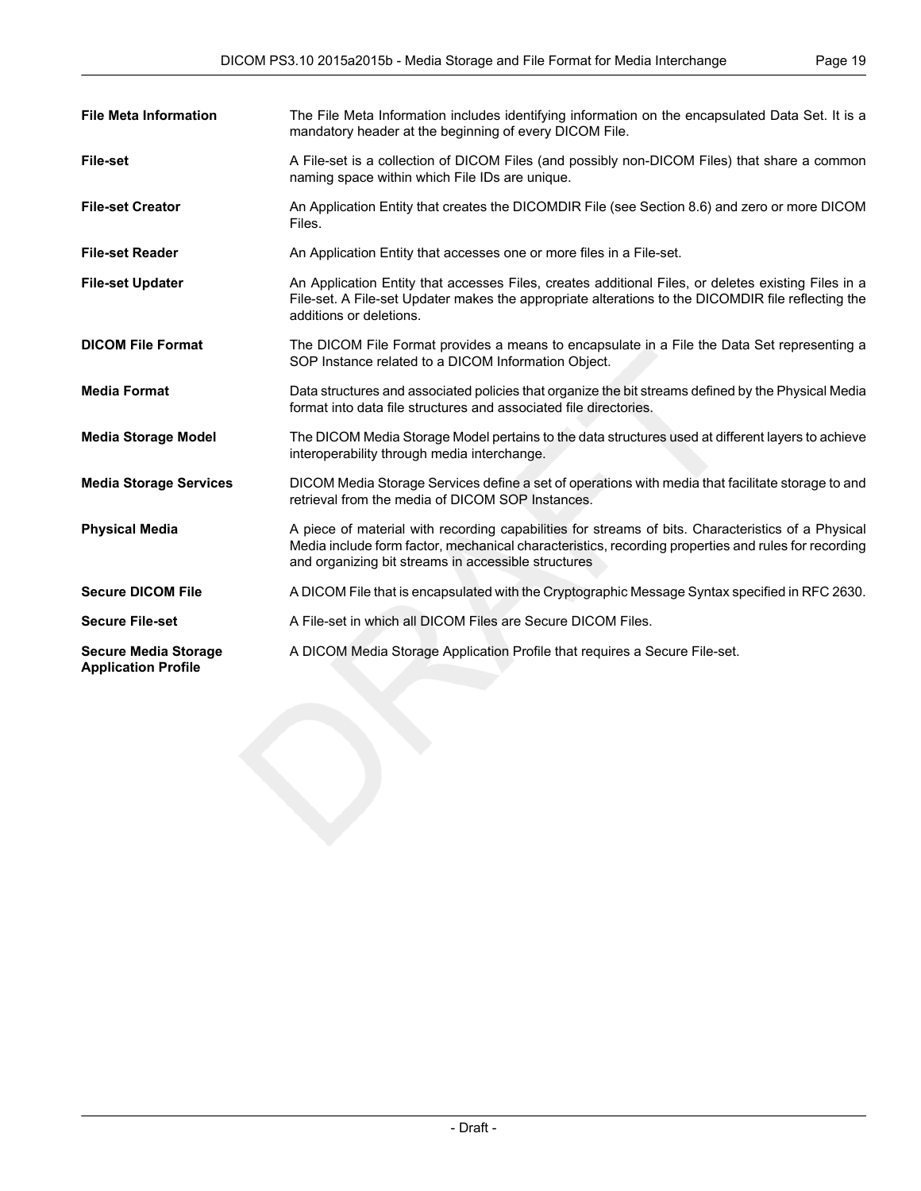**File Meta Information**
The File Meta Information includes identifying information on the encapsulated Data Set. It is a mandatory header at the beginning of every DICOM File.

**File-set**
A File-set is a collection of DICOM Files (and possibly non-DICOM Files) that share a common naming space within which File IDs are unique.

**File-set Creator**
An Application Entity that creates the DICOMDIR File (see Section 8.6) and zero or more DICOM Files.

**File-set Reader**
An Application Entity that accesses one or more files in a File-set.

**File-set Updater**
An Application Entity that accesses Files, creates additional Files, or deletes existing Files in a File-set. A File-set Updater makes the appropriate alterations to the DICOMDIR file reflecting the additions or deletions.

**DICOM File Format**
The DICOM File Format provides a means to encapsulate in a File the Data Set representing a SOP Instance related to a DICOM Information Object.

**Media Format**
Data structures and associated policies that organize the bit streams defined by the Physical Media format into data file structures and associated file directories.

**Media Storage Model**
The DICOM Media Storage Model pertains to the data structures used at different layers to achieve interoperability through media interchange.

**Media Storage Services**
DICOM Media Storage Services define a set of operations with media that facilitate storage to and retrieval from the media of DICOM SOP Instances.

**Physical Media**
A piece of material with recording capabilities for streams of bits. Characteristics of a Physical Media include form factor, mechanical characteristics, recording properties and rules for recording and organizing bit streams in accessible structures

**Secure DICOM File**
A DICOM File that is encapsulated with the Cryptographic Message Syntax specified in RFC 2630.

**Secure File-set**
A File-set in which all DICOM Files are Secure DICOM Files.

**Secure Media Storage Application Profile**
A DICOM Media Storage Application Profile that requires a Secure File-set.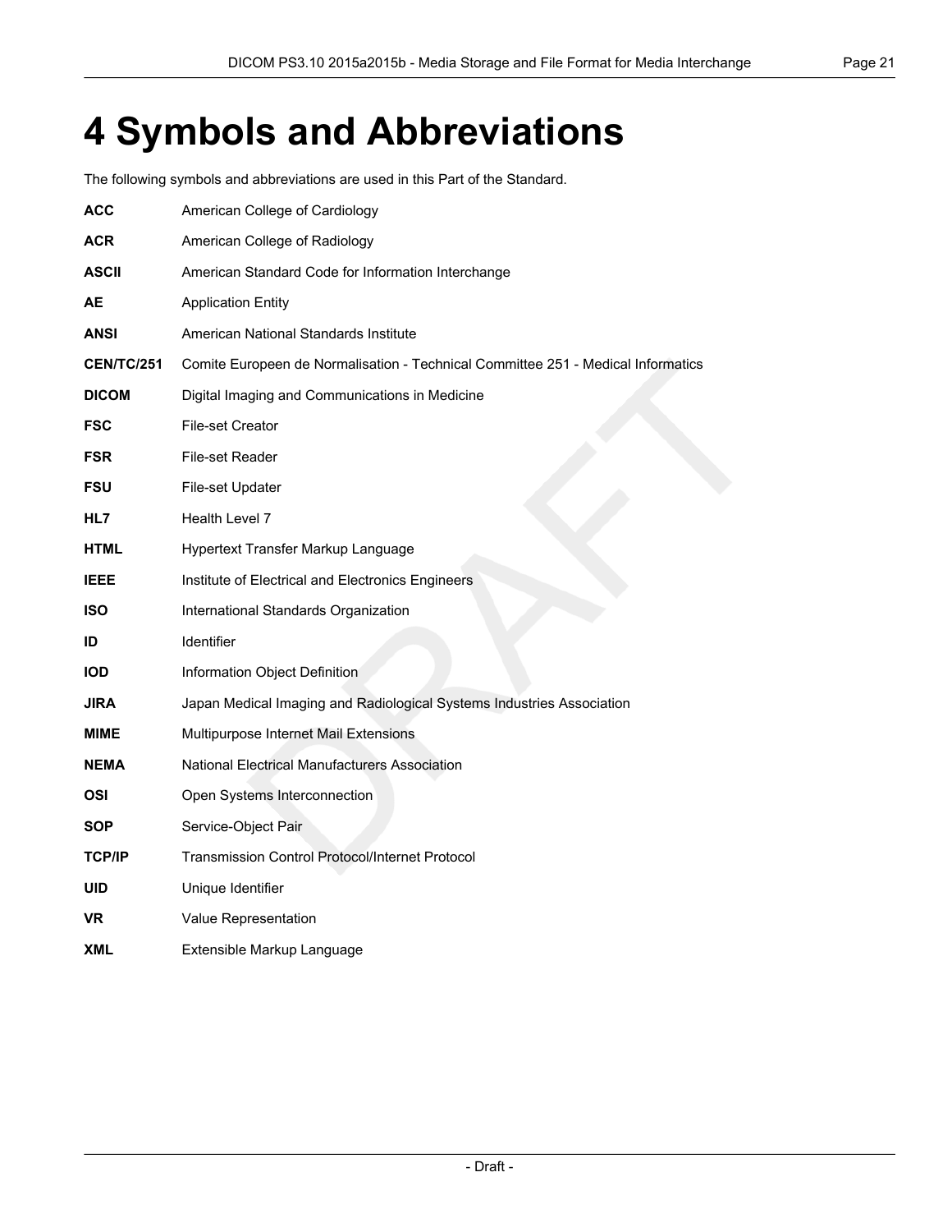# 4 Symbols and Abbreviations

The following symbols and abbreviations are used in this Part of the Standard.

**ACC** American College of Cardiology

**ACR** American College of Radiology

**ASCII** American Standard Code for Information Interchange

**AE** Application Entity

**ANSI** American National Standards Institute

**CEN/TC/251** Comite Europeen de Normalisation - Technical Committee 251 - Medical Informatics

**DICOM** Digital Imaging and Communications in Medicine

**FSC** File-set Creator

**FSR** File-set Reader

**FSU** File-set Updater

**HL7** Health Level 7

**HTML** Hypertext Transfer Markup Language

**IEEE** Institute of Electrical and Electronics Engineers

**ISO** International Standards Organization

**ID** Identifier

**IOD** Information Object Definition

**JIRA** Japan Medical Imaging and Radiological Systems Industries Association

**MIME** Multipurpose Internet Mail Extensions

**NEMA** National Electrical Manufacturers Association

**OSI** Open Systems Interconnection

**SOP** Service-Object Pair

**TCP/IP** Transmission Control Protocol/Internet Protocol

**UID** Unique Identifier

**VR** Value Representation

**XML** Extensible Markup Language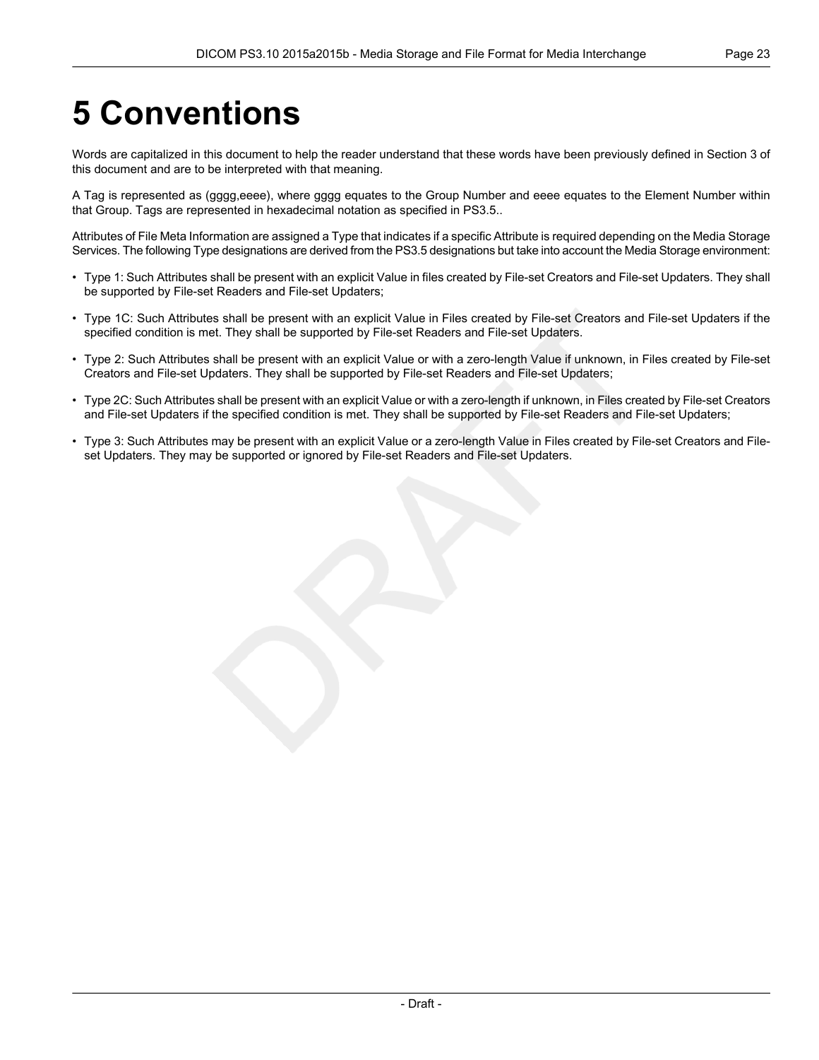# 5 Conventions

Words are capitalized in this document to help the reader understand that these words have been previously defined in Section 3 of this document and are to be interpreted with that meaning.

A Tag is represented as (gggg,eeee), where gggg equates to the Group Number and eeee equates to the Element Number within that Group. Tags are represented in hexadecimal notation as specified in PS3.5..

Attributes of File Meta Information are assigned a Type that indicates if a specific Attribute is required depending on the Media Storage Services. The following Type designations are derived from the PS3.5 designations but take into account the Media Storage environment:

- Type 1: Such Attributes shall be present with an explicit Value in files created by File-set Creators and File-set Updaters. They shall be supported by File-set Readers and File-set Updaters;
- Type 1C: Such Attributes shall be present with an explicit Value in Files created by File-set Creators and File-set Updaters if the specified condition is met. They shall be supported by File-set Readers and File-set Updaters.
- Type 2: Such Attributes shall be present with an explicit Value or with a zero-length Value if unknown, in Files created by File-set Creators and File-set Updaters. They shall be supported by File-set Readers and File-set Updaters;
- Type 2C: Such Attributes shall be present with an explicit Value or with a zero-length if unknown, in Files created by File-set Creators and File-set Updaters if the specified condition is met. They shall be supported by File-set Readers and File-set Updaters;
- Type 3: Such Attributes may be present with an explicit Value or a zero-length Value in Files created by File-set Creators and File-set Updaters. They may be supported or ignored by File-set Readers and File-set Updaters.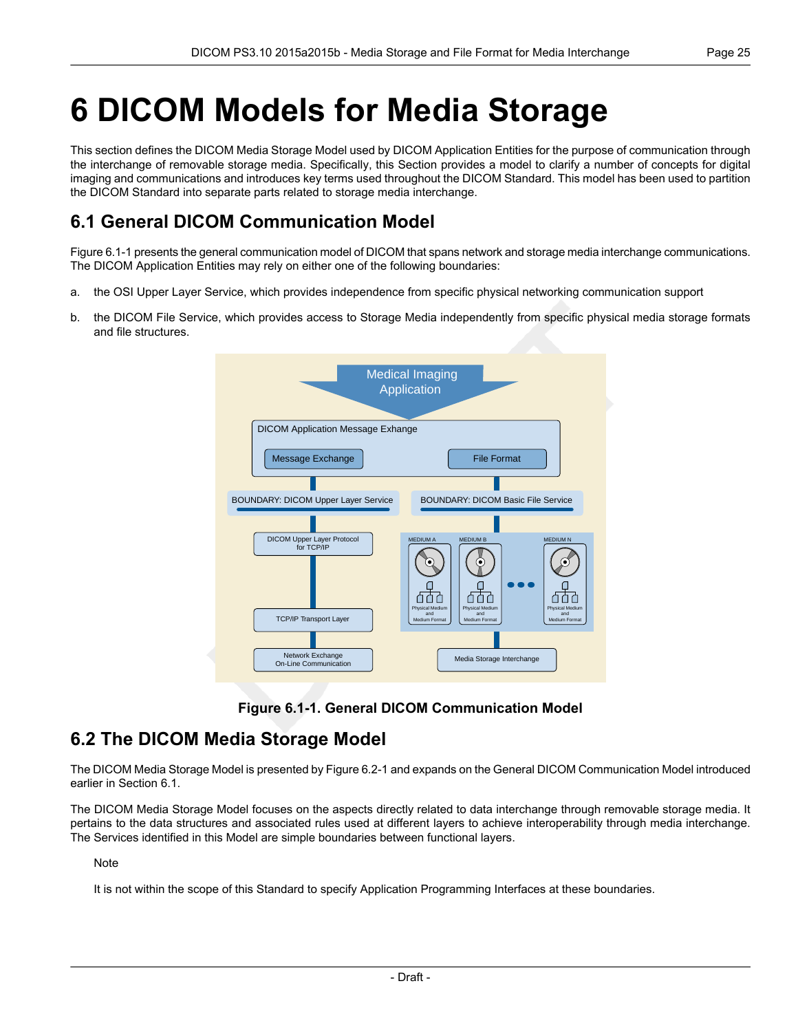# 6 DICOM Models for Media Storage

This section defines the DICOM Media Storage Model used by DICOM Application Entities for the purpose of communication through the interchange of removable storage media. Specifically, this Section provides a model to clarify a number of concepts for digital imaging and communications and introduces key terms used throughout the DICOM Standard. This model has been used to partition the DICOM Standard into separate parts related to storage media interchange.

## 6.1 General DICOM Communication Model

Figure 6.1-1 presents the general communication model of DICOM that spans network and storage media interchange communications. The DICOM Application Entities may rely on either one of the following boundaries:

a. the OSI Upper Layer Service, which provides independence from specific physical networking communication support

b. the DICOM File Service, which provides access to Storage Media independently from specific physical media storage formats and file structures.

**Figure 6.1-1. General DICOM Communication Model**

## 6.2 The DICOM Media Storage Model

The DICOM Media Storage Model is presented by Figure 6.2-1 and expands on the General DICOM Communication Model introduced earlier in Section 6.1.

The DICOM Media Storage Model focuses on the aspects directly related to data interchange through removable storage media. It pertains to the data structures and associated rules used at different layers to achieve interoperability through media interchange. The Services identified in this Model are simple boundaries between functional layers.

Note

It is not within the scope of this Standard to specify Application Programming Interfaces at these boundaries.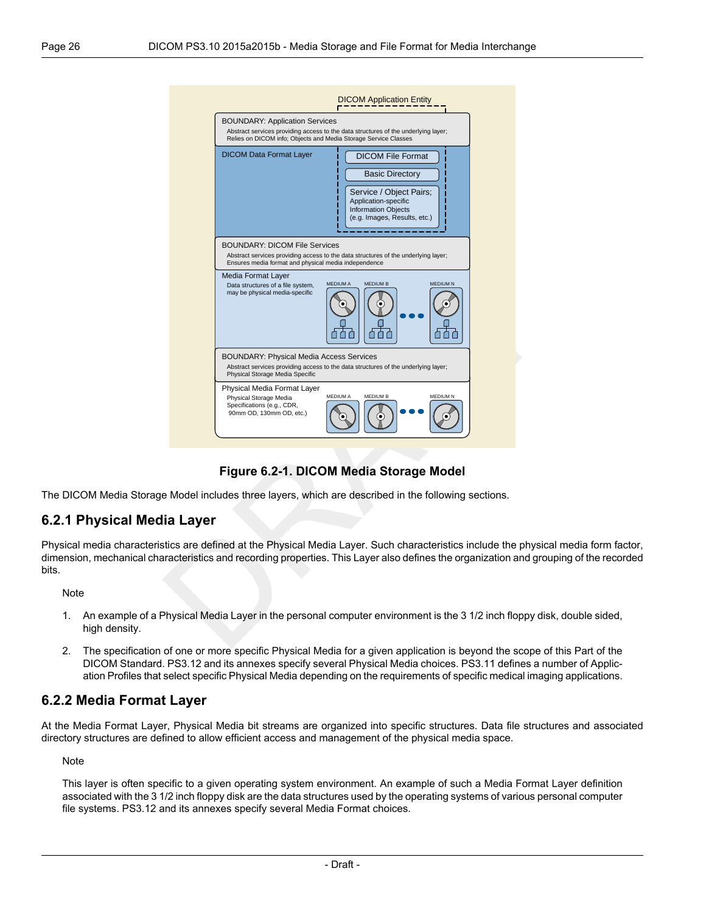**Figure 6.2-1. DICOM Media Storage Model**

The DICOM Media Storage Model includes three layers, which are described in the following sections.

## 6.2.1 Physical Media Layer

Physical media characteristics are defined at the Physical Media Layer. Such characteristics include the physical media form factor, dimension, mechanical characteristics and recording properties. This Layer also defines the organization and grouping of the recorded bits.

Note

1. An example of a Physical Media Layer in the personal computer environment is the 3 1/2 inch floppy disk, double sided, high density.
2. The specification of one or more specific Physical Media for a given application is beyond the scope of this Part of the DICOM Standard. PS3.12 and its annexes specify several Physical Media choices. PS3.11 defines a number of Application Profiles that select specific Physical Media depending on the requirements of specific medical imaging applications.

## 6.2.2 Media Format Layer

At the Media Format Layer, Physical Media bit streams are organized into specific structures. Data file structures and associated directory structures are defined to allow efficient access and management of the physical media space.

Note

This layer is often specific to a given operating system environment. An example of such a Media Format Layer definition associated with the 3 1/2 inch floppy disk are the data structures used by the operating systems of various personal computer file systems. PS3.12 and its annexes specify several Media Format choices.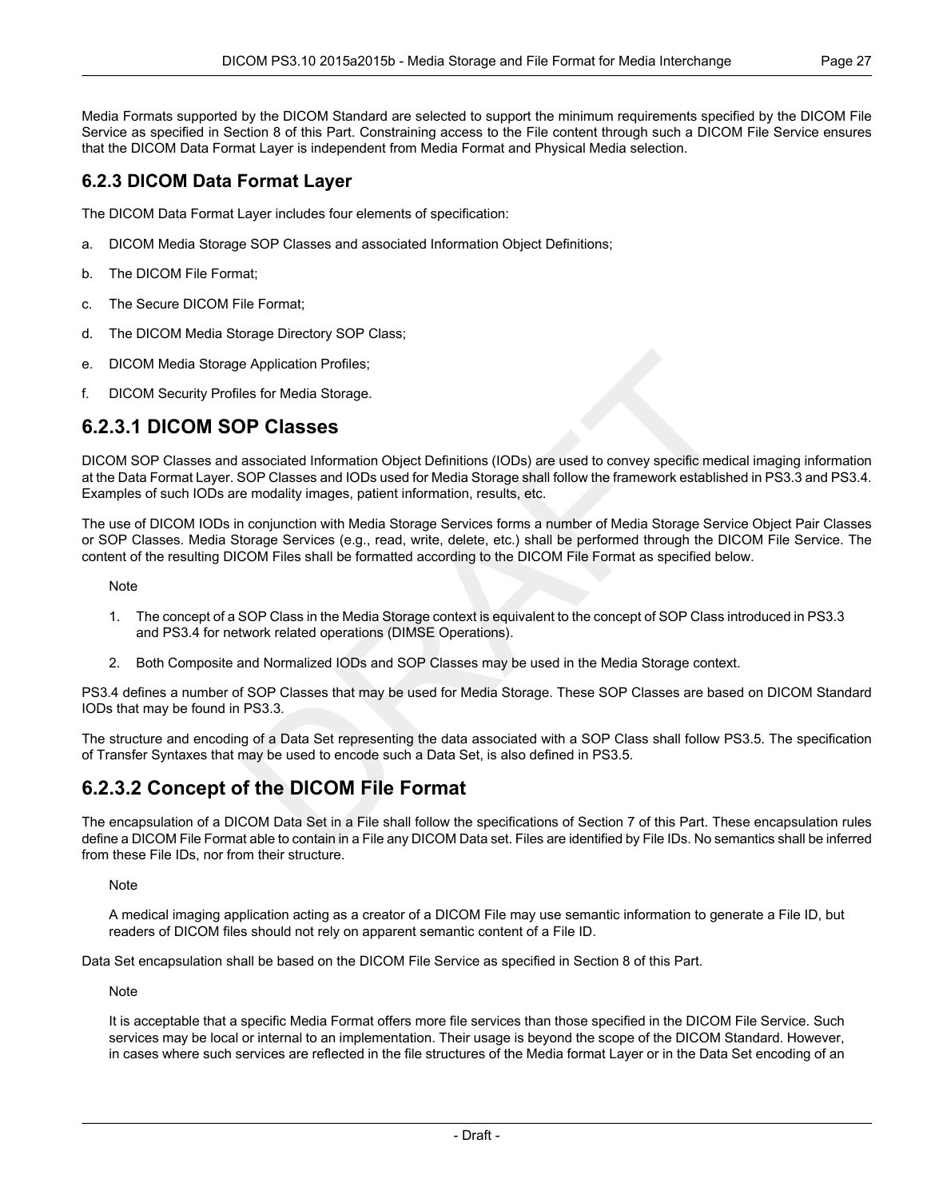Media Formats supported by the DICOM Standard are selected to support the minimum requirements specified by the DICOM File Service as specified in Section 8 of this Part. Constraining access to the File content through such a DICOM File Service ensures that the DICOM Data Format Layer is independent from Media Format and Physical Media selection.

### 6.2.3 DICOM Data Format Layer

The DICOM Data Format Layer includes four elements of specification:

a. DICOM Media Storage SOP Classes and associated Information Object Definitions;

b. The DICOM File Format;

c. The Secure DICOM File Format;

d. The DICOM Media Storage Directory SOP Class;

e. DICOM Media Storage Application Profiles;

f. DICOM Security Profiles for Media Storage.

#### 6.2.3.1 DICOM SOP Classes

DICOM SOP Classes and associated Information Object Definitions (IODs) are used to convey specific medical imaging information at the Data Format Layer. SOP Classes and IODs used for Media Storage shall follow the framework established in PS3.3 and PS3.4. Examples of such IODs are modality images, patient information, results, etc.

The use of DICOM IODs in conjunction with Media Storage Services forms a number of Media Storage Service Object Pair Classes or SOP Classes. Media Storage Services (e.g., read, write, delete, etc.) shall be performed through the DICOM File Service. The content of the resulting DICOM Files shall be formatted according to the DICOM File Format as specified below.

Note

1. The concept of a SOP Class in the Media Storage context is equivalent to the concept of SOP Class introduced in PS3.3 and PS3.4 for network related operations (DIMSE Operations).

2. Both Composite and Normalized IODs and SOP Classes may be used in the Media Storage context.

PS3.4 defines a number of SOP Classes that may be used for Media Storage. These SOP Classes are based on DICOM Standard IODs that may be found in PS3.3.

The structure and encoding of a Data Set representing the data associated with a SOP Class shall follow PS3.5. The specification of Transfer Syntaxes that may be used to encode such a Data Set, is also defined in PS3.5.

#### 6.2.3.2 Concept of the DICOM File Format

The encapsulation of a DICOM Data Set in a File shall follow the specifications of Section 7 of this Part. These encapsulation rules define a DICOM File Format able to contain in a File any DICOM Data set. Files are identified by File IDs. No semantics shall be inferred from these File IDs, nor from their structure.

Note

A medical imaging application acting as a creator of a DICOM File may use semantic information to generate a File ID, but readers of DICOM files should not rely on apparent semantic content of a File ID.

Data Set encapsulation shall be based on the DICOM File Service as specified in Section 8 of this Part.

Note

It is acceptable that a specific Media Format offers more file services than those specified in the DICOM File Service. Such services may be local or internal to an implementation. Their usage is beyond the scope of the DICOM Standard. However, in cases where such services are reflected in the file structures of the Media format Layer or in the Data Set encoding of an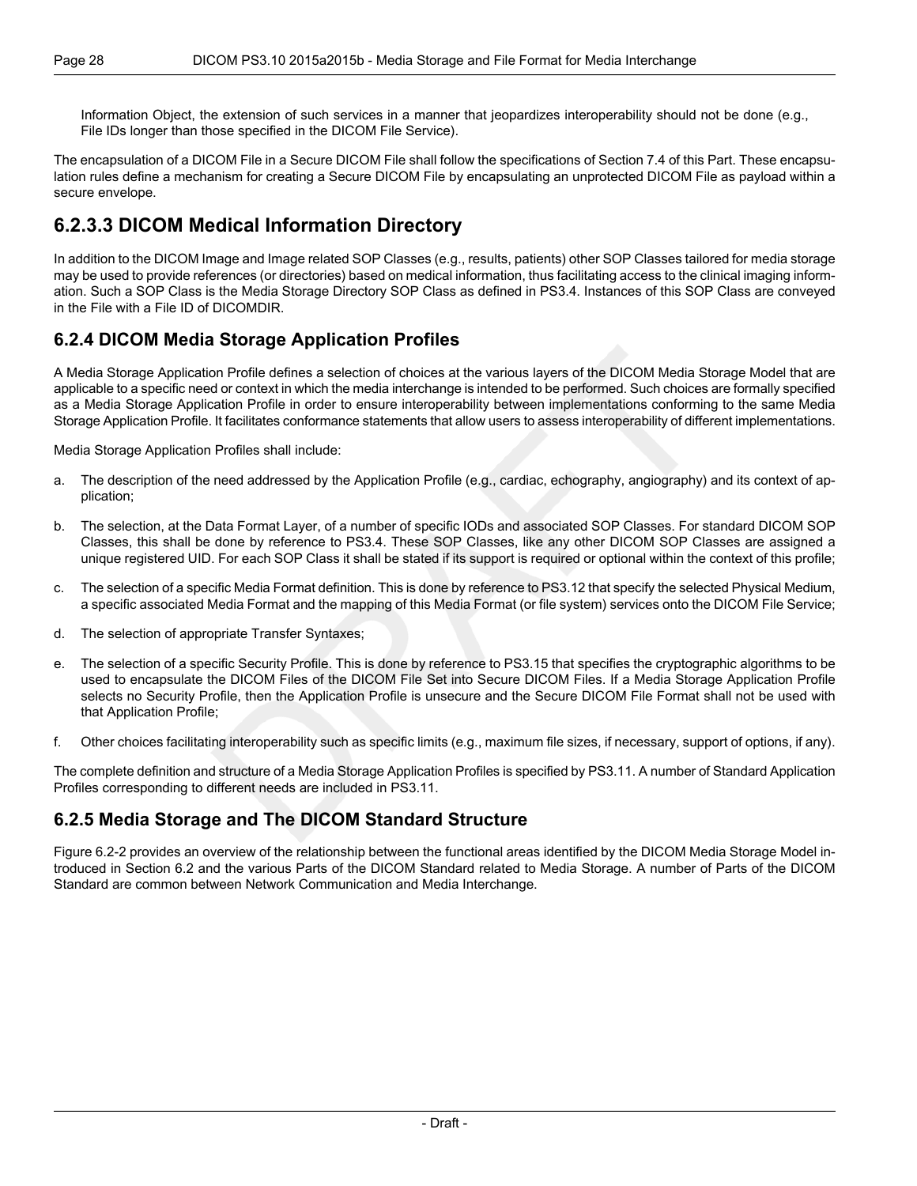Information Object, the extension of such services in a manner that jeopardizes interoperability should not be done (e.g., File IDs longer than those specified in the DICOM File Service).

The encapsulation of a DICOM File in a Secure DICOM File shall follow the specifications of Section 7.4 of this Part. These encapsulation rules define a mechanism for creating a Secure DICOM File by encapsulating an unprotected DICOM File as payload within a secure envelope.

## 6.2.3.3 DICOM Medical Information Directory

In addition to the DICOM Image and Image related SOP Classes (e.g., results, patients) other SOP Classes tailored for media storage may be used to provide references (or directories) based on medical information, thus facilitating access to the clinical imaging information. Such a SOP Class is the Media Storage Directory SOP Class as defined in PS3.4. Instances of this SOP Class are conveyed in the File with a File ID of DICOMDIR.

## 6.2.4 DICOM Media Storage Application Profiles

A Media Storage Application Profile defines a selection of choices at the various layers of the DICOM Media Storage Model that are applicable to a specific need or context in which the media interchange is intended to be performed. Such choices are formally specified as a Media Storage Application Profile in order to ensure interoperability between implementations conforming to the same Media Storage Application Profile. It facilitates conformance statements that allow users to assess interoperability of different implementations.

Media Storage Application Profiles shall include:

a. The description of the need addressed by the Application Profile (e.g., cardiac, echography, angiography) and its context of application;

b. The selection, at the Data Format Layer, of a number of specific IODs and associated SOP Classes. For standard DICOM SOP Classes, this shall be done by reference to PS3.4. These SOP Classes, like any other DICOM SOP Classes are assigned a unique registered UID. For each SOP Class it shall be stated if its support is required or optional within the context of this profile;

c. The selection of a specific Media Format definition. This is done by reference to PS3.12 that specify the selected Physical Medium, a specific associated Media Format and the mapping of this Media Format (or file system) services onto the DICOM File Service;

d. The selection of appropriate Transfer Syntaxes;

e. The selection of a specific Security Profile. This is done by reference to PS3.15 that specifies the cryptographic algorithms to be used to encapsulate the DICOM Files of the DICOM File Set into Secure DICOM Files. If a Media Storage Application Profile selects no Security Profile, then the Application Profile is unsecure and the Secure DICOM File Format shall not be used with that Application Profile;

f. Other choices facilitating interoperability such as specific limits (e.g., maximum file sizes, if necessary, support of options, if any).

The complete definition and structure of a Media Storage Application Profiles is specified by PS3.11. A number of Standard Application Profiles corresponding to different needs are included in PS3.11.

## 6.2.5 Media Storage and The DICOM Standard Structure

Figure 6.2-2 provides an overview of the relationship between the functional areas identified by the DICOM Media Storage Model introduced in Section 6.2 and the various Parts of the DICOM Standard related to Media Storage. A number of Parts of the DICOM Standard are common between Network Communication and Media Interchange.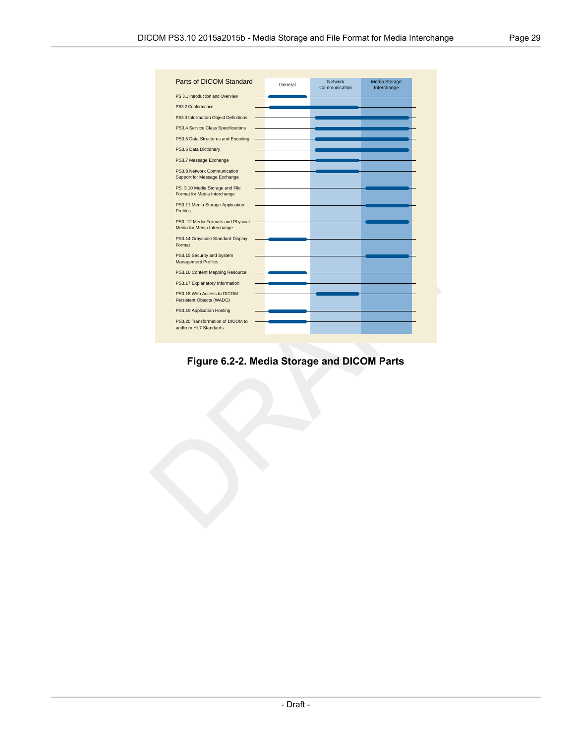| Parts of DICOM Standard | General | Network Communication | Media Storage Interchange |
|---|---|---|---|
| PS 3.1 Introduction and Overview | X | | |
| PS3.2 Conformance | X | X | |
| PS3.3 Information Object Definitions | | X | X |
| PS3.4 Service Class Specifications | | X | X |
| PS3.5 Data Structures and Encoding | | X | X |
| PS3.6 Data Dictionary | | X | X |
| PS3.7 Message Exchange | | X | |
| PS3.8 Network Communication Support for Message Exchange | | X | |
| PS. 3.10 Media Storage and File Format for Media Interchange | | | X |
| PS3.11 Media Storage Application Profiles | | | X |
| PS3. 12 Media Formats and Physical Media for Media Interchange | | | X |
| PS3.14 Grayscale Standard Display Format | X | | |
| PS3.15 Security and System Management Profiles | | | X |
| PS3.16 Content Mapping Resource | X | | |
| PS3.17 Explanatory Information | X | | |
| PS3.18 Web Access to DICOM Persistent Objects (WADO) | | X | |
| PS3.19 Application Hosting | X | | |
| PS3.20 Transformation of DICOM to andfrom HL7 Standards | X | | |

**Figure 6.2-2. Media Storage and DICOM Parts**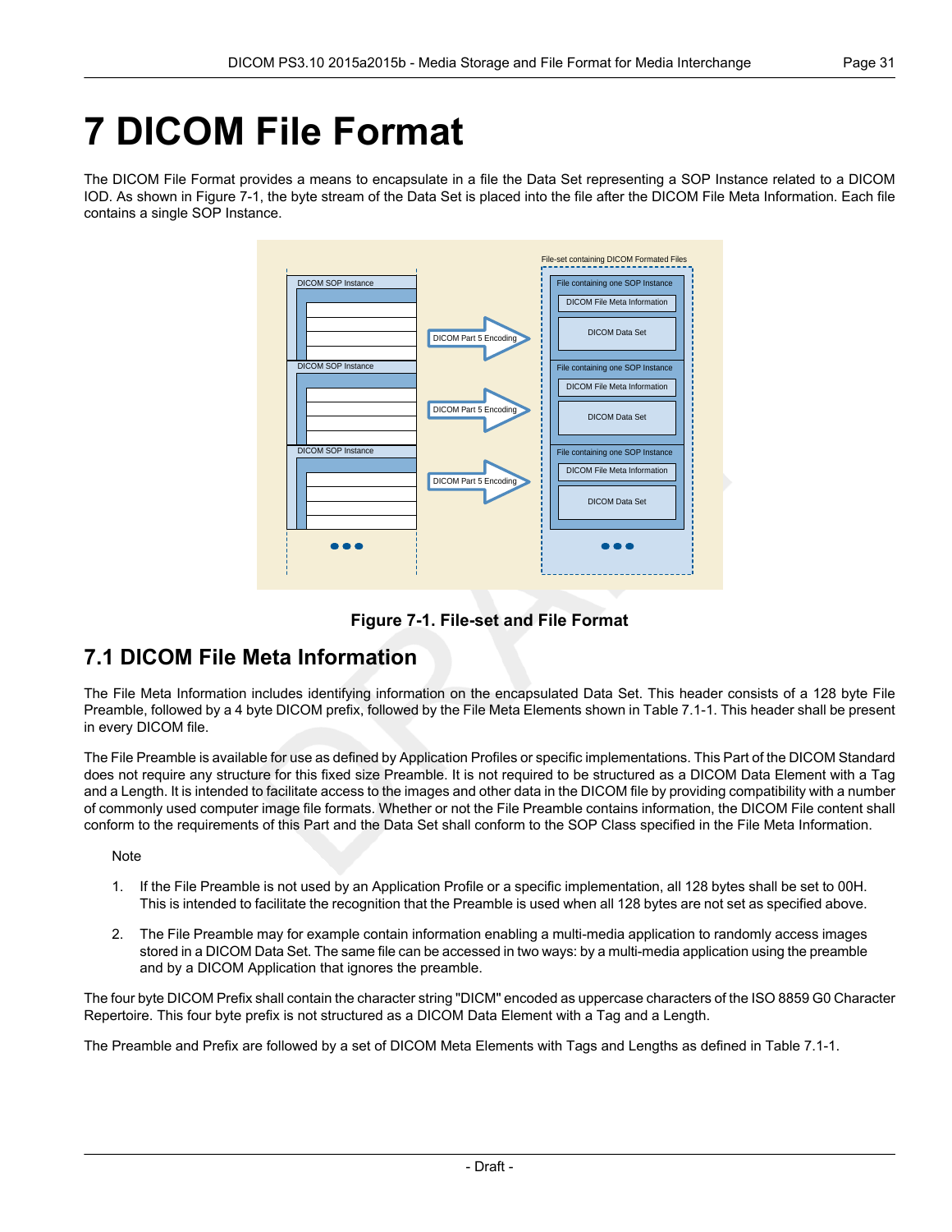# 7 DICOM File Format

The DICOM File Format provides a means to encapsulate in a file the Data Set representing a SOP Instance related to a DICOM IOD. As shown in Figure 7-1, the byte stream of the Data Set is placed into the file after the DICOM File Meta Information. Each file contains a single SOP Instance.

Figure 7-1. File-set and File Format

## 7.1 DICOM File Meta Information

The File Meta Information includes identifying information on the encapsulated Data Set. This header consists of a 128 byte File Preamble, followed by a 4 byte DICOM prefix, followed by the File Meta Elements shown in Table 7.1-1. This header shall be present in every DICOM file.

The File Preamble is available for use as defined by Application Profiles or specific implementations. This Part of the DICOM Standard does not require any structure for this fixed size Preamble. It is not required to be structured as a DICOM Data Element with a Tag and a Length. It is intended to facilitate access to the images and other data in the DICOM file by providing compatibility with a number of commonly used computer image file formats. Whether or not the File Preamble contains information, the DICOM File content shall conform to the requirements of this Part and the Data Set shall conform to the SOP Class specified in the File Meta Information.

Note

1. If the File Preamble is not used by an Application Profile or a specific implementation, all 128 bytes shall be set to 00H. This is intended to facilitate the recognition that the Preamble is used when all 128 bytes are not set as specified above.

2. The File Preamble may for example contain information enabling a multi-media application to randomly access images stored in a DICOM Data Set. The same file can be accessed in two ways: by a multi-media application using the preamble and by a DICOM Application that ignores the preamble.

The four byte DICOM Prefix shall contain the character string "DICM" encoded as uppercase characters of the ISO 8859 G0 Character Repertoire. This four byte prefix is not structured as a DICOM Data Element with a Tag and a Length.

The Preamble and Prefix are followed by a set of DICOM Meta Elements with Tags and Lengths as defined in Table 7.1-1.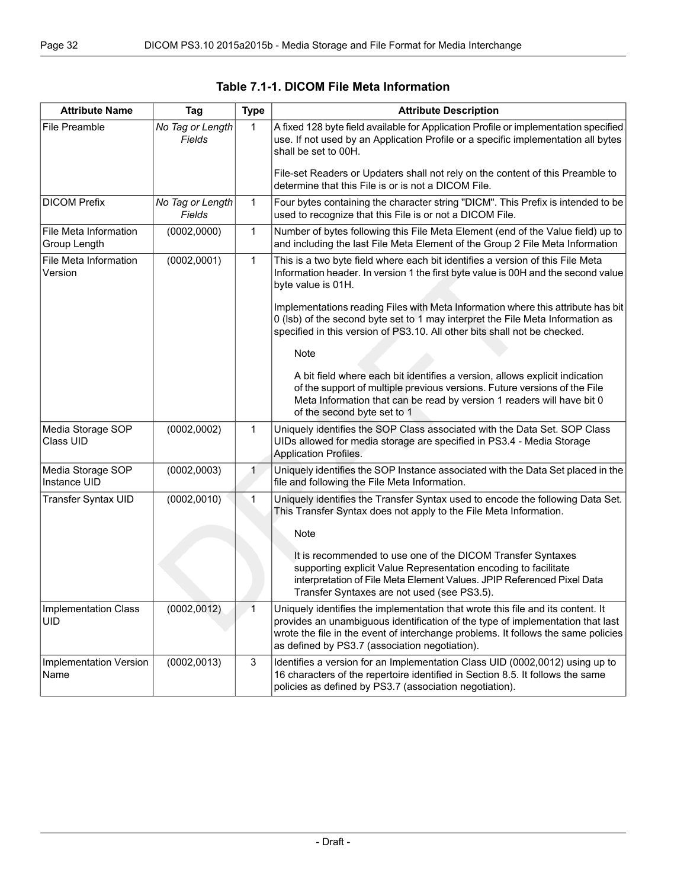**Table 7.1-1. DICOM File Meta Information**

| Attribute Name | Tag | Type | Attribute Description |
|---|---|---|---|
| File Preamble | *No Tag or Length Fields* | 1 | A fixed 128 byte field available for Application Profile or implementation specified use. If not used by an Application Profile or a specific implementation all bytes shall be set to 00H.<br><br>File-set Readers or Updaters shall not rely on the content of this Preamble to determine that this File is or is not a DICOM File. |
| DICOM Prefix | *No Tag or Length Fields* | 1 | Four bytes containing the character string "DICM". This Prefix is intended to be used to recognize that this File is or not a DICOM File. |
| File Meta Information Group Length | (0002,0000) | 1 | Number of bytes following this File Meta Element (end of the Value field) up to and including the last File Meta Element of the Group 2 File Meta Information |
| File Meta Information Version | (0002,0001) | 1 | This is a two byte field where each bit identifies a version of this File Meta Information header. In version 1 the first byte value is 00H and the second value byte value is 01H.<br><br>Implementations reading Files with Meta Information where this attribute has bit 0 (lsb) of the second byte set to 1 may interpret the File Meta Information as specified in this version of PS3.10. All other bits shall not be checked.<br><br>Note<br><br>A bit field where each bit identifies a version, allows explicit indication of the support of multiple previous versions. Future versions of the File Meta Information that can be read by version 1 readers will have bit 0 of the second byte set to 1 |
| Media Storage SOP Class UID | (0002,0002) | 1 | Uniquely identifies the SOP Class associated with the Data Set. SOP Class UIDs allowed for media storage are specified in PS3.4 - Media Storage Application Profiles. |
| Media Storage SOP Instance UID | (0002,0003) | 1 | Uniquely identifies the SOP Instance associated with the Data Set placed in the file and following the File Meta Information. |
| Transfer Syntax UID | (0002,0010) | 1 | Uniquely identifies the Transfer Syntax used to encode the following Data Set. This Transfer Syntax does not apply to the File Meta Information.<br><br>Note<br><br>It is recommended to use one of the DICOM Transfer Syntaxes supporting explicit Value Representation encoding to facilitate interpretation of File Meta Element Values. JPIP Referenced Pixel Data Transfer Syntaxes are not used (see PS3.5). |
| Implementation Class UID | (0002,0012) | 1 | Uniquely identifies the implementation that wrote this file and its content. It provides an unambiguous identification of the type of implementation that last wrote the file in the event of interchange problems. It follows the same policies as defined by PS3.7 (association negotiation). |
| Implementation Version Name | (0002,0013) | 3 | Identifies a version for an Implementation Class UID (0002,0012) using up to 16 characters of the repertoire identified in Section 8.5. It follows the same policies as defined by PS3.7 (association negotiation). |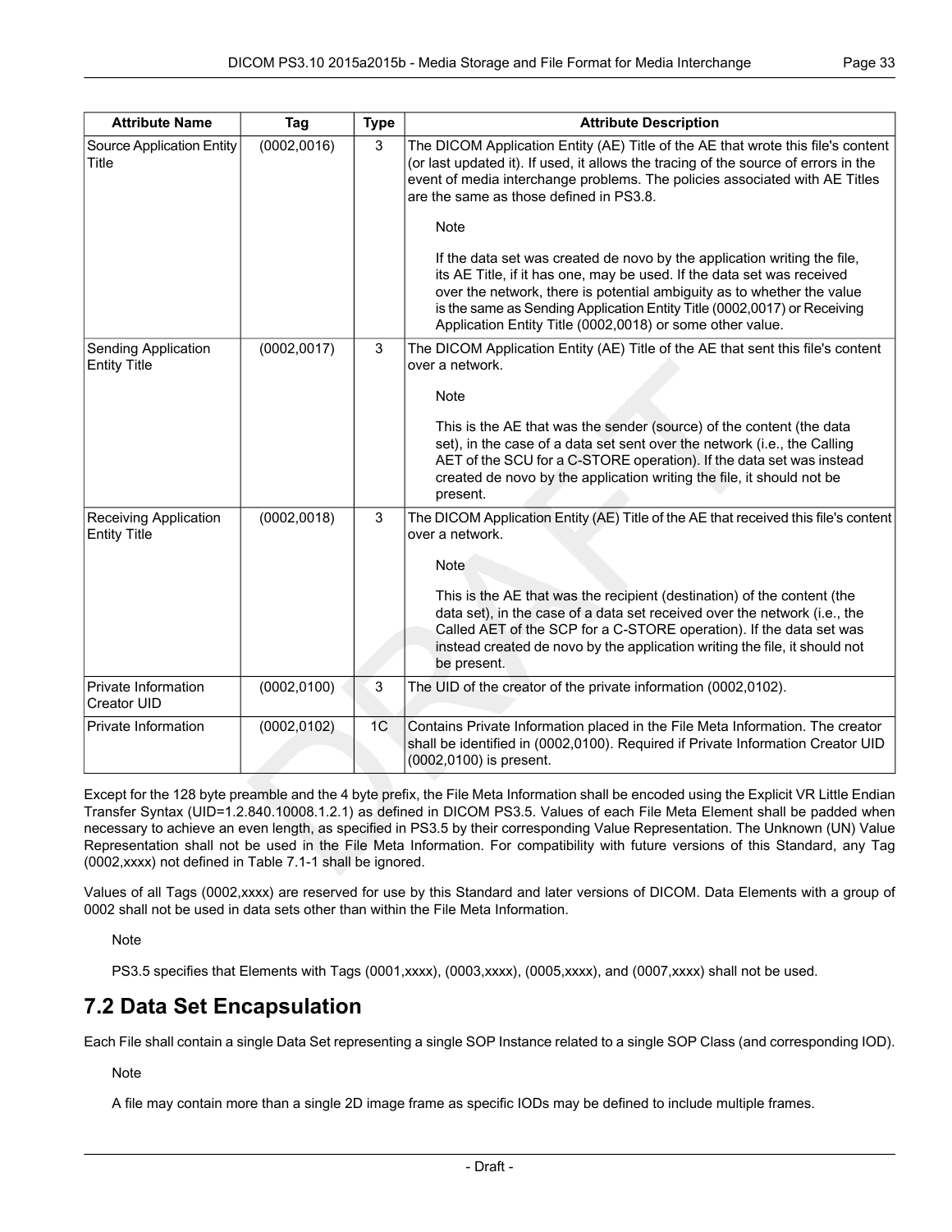| Attribute Name | Tag | Type | Attribute Description |
|---|---|---|---|
| Source Application Entity Title | (0002,0016) | 3 | The DICOM Application Entity (AE) Title of the AE that wrote this file's content (or last updated it). If used, it allows the tracing of the source of errors in the event of media interchange problems. The policies associated with AE Titles are the same as those defined in PS3.8. <br><br> Note <br><br> If the data set was created de novo by the application writing the file, its AE Title, if it has one, may be used. If the data set was received over the network, there is potential ambiguity as to whether the value is the same as Sending Application Entity Title (0002,0017) or Receiving Application Entity Title (0002,0018) or some other value. |
| Sending Application Entity Title | (0002,0017) | 3 | The DICOM Application Entity (AE) Title of the AE that sent this file's content over a network. <br><br> Note <br><br> This is the AE that was the sender (source) of the content (the data set), in the case of a data set sent over the network (i.e., the Calling AET of the SCU for a C-STORE operation). If the data set was instead created de novo by the application writing the file, it should not be present. |
| Receiving Application Entity Title | (0002,0018) | 3 | The DICOM Application Entity (AE) Title of the AE that received this file's content over a network. <br><br> Note <br><br> This is the AE that was the recipient (destination) of the content (the data set), in the case of a data set received over the network (i.e., the Called AET of the SCP for a C-STORE operation). If the data set was instead created de novo by the application writing the file, it should not be present. |
| Private Information Creator UID | (0002,0100) | 3 | The UID of the creator of the private information (0002,0102). |
| Private Information | (0002,0102) | 1C | Contains Private Information placed in the File Meta Information. The creator shall be identified in (0002,0100). Required if Private Information Creator UID (0002,0100) is present. |

Except for the 128 byte preamble and the 4 byte prefix, the File Meta Information shall be encoded using the Explicit VR Little Endian Transfer Syntax (UID=1.2.840.10008.1.2.1) as defined in DICOM PS3.5. Values of each File Meta Element shall be padded when necessary to achieve an even length, as specified in PS3.5 by their corresponding Value Representation. The Unknown (UN) Value Representation shall not be used in the File Meta Information. For compatibility with future versions of this Standard, any Tag (0002,xxxx) not defined in Table 7.1-1 shall be ignored.

Values of all Tags (0002,xxxx) are reserved for use by this Standard and later versions of DICOM. Data Elements with a group of 0002 shall not be used in data sets other than within the File Meta Information.

Note

PS3.5 specifies that Elements with Tags (0001,xxxx), (0003,xxxx), (0005,xxxx), and (0007,xxxx) shall not be used.

## 7.2 Data Set Encapsulation

Each File shall contain a single Data Set representing a single SOP Instance related to a single SOP Class (and corresponding IOD).

Note

A file may contain more than a single 2D image frame as specific IODs may be defined to include multiple frames.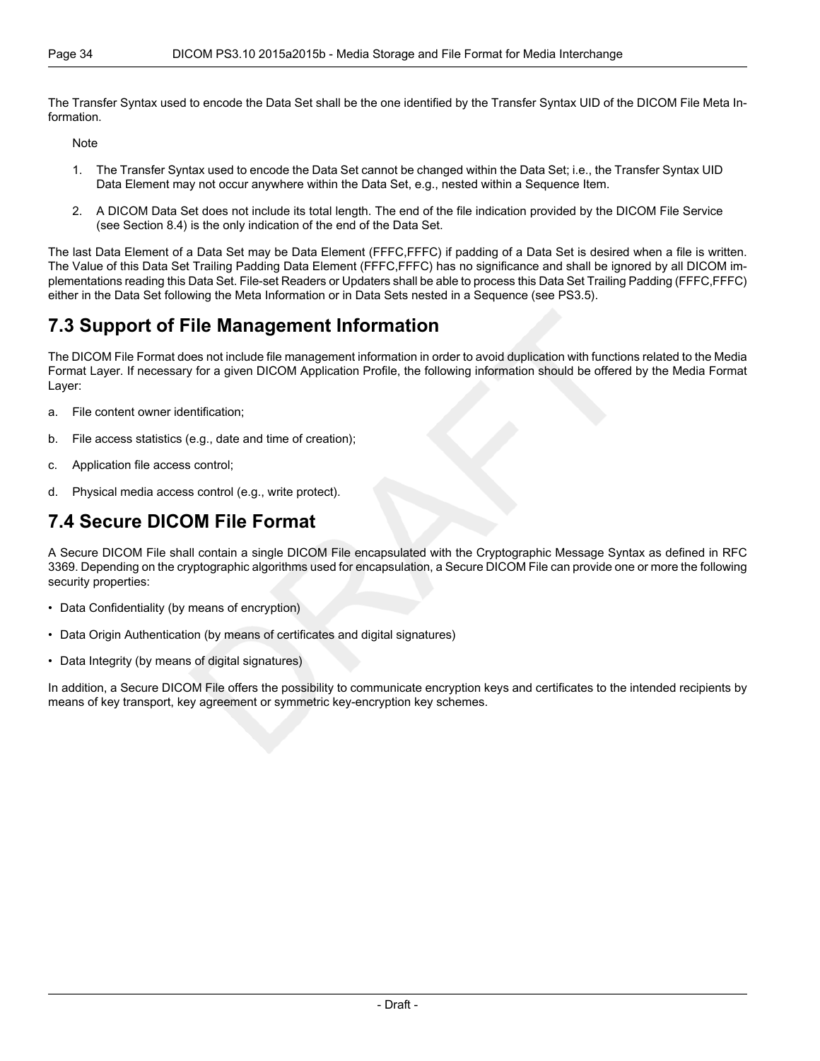The Transfer Syntax used to encode the Data Set shall be the one identified by the Transfer Syntax UID of the DICOM File Meta Information.

Note

1. The Transfer Syntax used to encode the Data Set cannot be changed within the Data Set; i.e., the Transfer Syntax UID Data Element may not occur anywhere within the Data Set, e.g., nested within a Sequence Item.

2. A DICOM Data Set does not include its total length. The end of the file indication provided by the DICOM File Service (see Section 8.4) is the only indication of the end of the Data Set.

The last Data Element of a Data Set may be Data Element (FFFC,FFFC) if padding of a Data Set is desired when a file is written. The Value of this Data Set Trailing Padding Data Element (FFFC,FFFC) has no significance and shall be ignored by all DICOM implementations reading this Data Set. File-set Readers or Updaters shall be able to process this Data Set Trailing Padding (FFFC,FFFC) either in the Data Set following the Meta Information or in Data Sets nested in a Sequence (see PS3.5).

## 7.3 Support of File Management Information

The DICOM File Format does not include file management information in order to avoid duplication with functions related to the Media Format Layer. If necessary for a given DICOM Application Profile, the following information should be offered by the Media Format Layer:

a. File content owner identification;

b. File access statistics (e.g., date and time of creation);

c. Application file access control;

d. Physical media access control (e.g., write protect).

## 7.4 Secure DICOM File Format

A Secure DICOM File shall contain a single DICOM File encapsulated with the Cryptographic Message Syntax as defined in RFC 3369. Depending on the cryptographic algorithms used for encapsulation, a Secure DICOM File can provide one or more the following security properties:

- Data Confidentiality (by means of encryption)
- Data Origin Authentication (by means of certificates and digital signatures)
- Data Integrity (by means of digital signatures)

In addition, a Secure DICOM File offers the possibility to communicate encryption keys and certificates to the intended recipients by means of key transport, key agreement or symmetric key-encryption key schemes.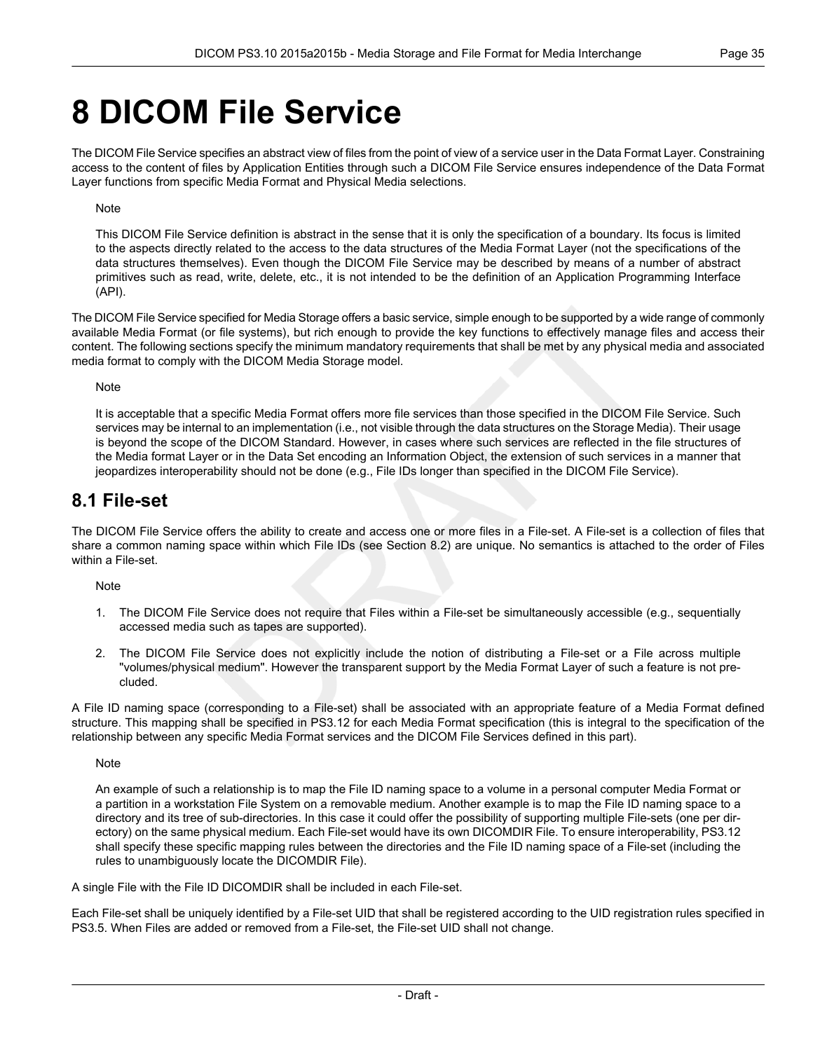# 8 DICOM File Service

The DICOM File Service specifies an abstract view of files from the point of view of a service user in the Data Format Layer. Constraining access to the content of files by Application Entities through such a DICOM File Service ensures independence of the Data Format Layer functions from specific Media Format and Physical Media selections.

Note

This DICOM File Service definition is abstract in the sense that it is only the specification of a boundary. Its focus is limited to the aspects directly related to the access to the data structures of the Media Format Layer (not the specifications of the data structures themselves). Even though the DICOM File Service may be described by means of a number of abstract primitives such as read, write, delete, etc., it is not intended to be the definition of an Application Programming Interface (API).

The DICOM File Service specified for Media Storage offers a basic service, simple enough to be supported by a wide range of commonly available Media Format (or file systems), but rich enough to provide the key functions to effectively manage files and access their content. The following sections specify the minimum mandatory requirements that shall be met by any physical media and associated media format to comply with the DICOM Media Storage model.

Note

It is acceptable that a specific Media Format offers more file services than those specified in the DICOM File Service. Such services may be internal to an implementation (i.e., not visible through the data structures on the Storage Media). Their usage is beyond the scope of the DICOM Standard. However, in cases where such services are reflected in the file structures of the Media format Layer or in the Data Set encoding an Information Object, the extension of such services in a manner that jeopardizes interoperability should not be done (e.g., File IDs longer than specified in the DICOM File Service).

## 8.1 File-set

The DICOM File Service offers the ability to create and access one or more files in a File-set. A File-set is a collection of files that share a common naming space within which File IDs (see Section 8.2) are unique. No semantics is attached to the order of Files within a File-set.

Note

1. The DICOM File Service does not require that Files within a File-set be simultaneously accessible (e.g., sequentially accessed media such as tapes are supported).
2. The DICOM File Service does not explicitly include the notion of distributing a File-set or a File across multiple "volumes/physical medium". However the transparent support by the Media Format Layer of such a feature is not precluded.

A File ID naming space (corresponding to a File-set) shall be associated with an appropriate feature of a Media Format defined structure. This mapping shall be specified in PS3.12 for each Media Format specification (this is integral to the specification of the relationship between any specific Media Format services and the DICOM File Services defined in this part).

Note

An example of such a relationship is to map the File ID naming space to a volume in a personal computer Media Format or a partition in a workstation File System on a removable medium. Another example is to map the File ID naming space to a directory and its tree of sub-directories. In this case it could offer the possibility of supporting multiple File-sets (one per directory) on the same physical medium. Each File-set would have its own DICOMDIR File. To ensure interoperability, PS3.12 shall specify these specific mapping rules between the directories and the File ID naming space of a File-set (including the rules to unambiguously locate the DICOMDIR File).

A single File with the File ID DICOMDIR shall be included in each File-set.

Each File-set shall be uniquely identified by a File-set UID that shall be registered according to the UID registration rules specified in PS3.5. When Files are added or removed from a File-set, the File-set UID shall not change.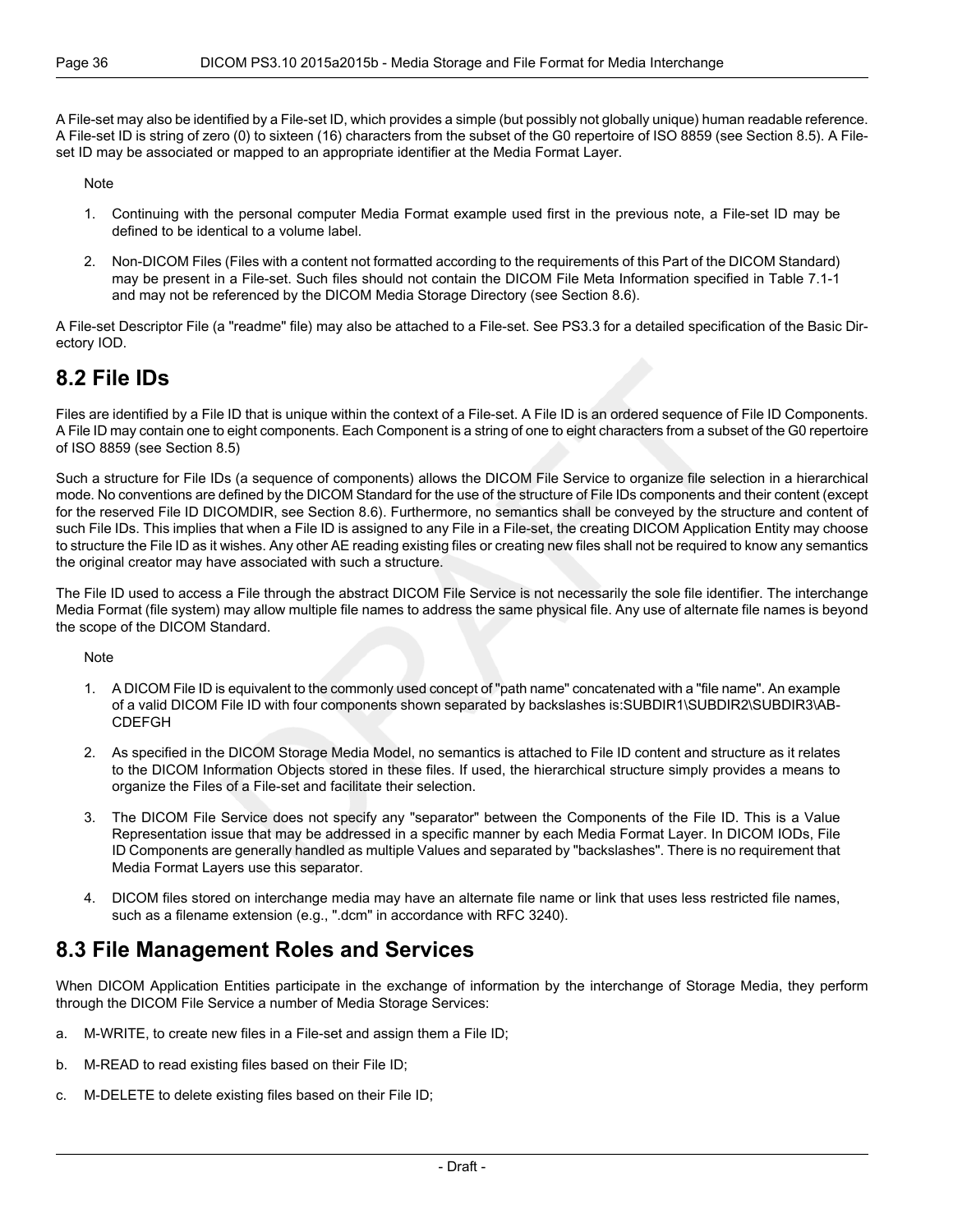A File-set may also be identified by a File-set ID, which provides a simple (but possibly not globally unique) human readable reference. A File-set ID is string of zero (0) to sixteen (16) characters from the subset of the G0 repertoire of ISO 8859 (see Section 8.5). A File-set ID may be associated or mapped to an appropriate identifier at the Media Format Layer.

Note

1. Continuing with the personal computer Media Format example used first in the previous note, a File-set ID may be defined to be identical to a volume label.
2. Non-DICOM Files (Files with a content not formatted according to the requirements of this Part of the DICOM Standard) may be present in a File-set. Such files should not contain the DICOM File Meta Information specified in Table 7.1-1 and may not be referenced by the DICOM Media Storage Directory (see Section 8.6).

A File-set Descriptor File (a "readme" file) may also be attached to a File-set. See PS3.3 for a detailed specification of the Basic Directory IOD.

## 8.2 File IDs

Files are identified by a File ID that is unique within the context of a File-set. A File ID is an ordered sequence of File ID Components. A File ID may contain one to eight components. Each Component is a string of one to eight characters from a subset of the G0 repertoire of ISO 8859 (see Section 8.5)

Such a structure for File IDs (a sequence of components) allows the DICOM File Service to organize file selection in a hierarchical mode. No conventions are defined by the DICOM Standard for the use of the structure of File IDs components and their content (except for the reserved File ID DICOMDIR, see Section 8.6). Furthermore, no semantics shall be conveyed by the structure and content of such File IDs. This implies that when a File ID is assigned to any File in a File-set, the creating DICOM Application Entity may choose to structure the File ID as it wishes. Any other AE reading existing files or creating new files shall not be required to know any semantics the original creator may have associated with such a structure.

The File ID used to access a File through the abstract DICOM File Service is not necessarily the sole file identifier. The interchange Media Format (file system) may allow multiple file names to address the same physical file. Any use of alternate file names is beyond the scope of the DICOM Standard.

Note

1. A DICOM File ID is equivalent to the commonly used concept of "path name" concatenated with a "file name". An example of a valid DICOM File ID with four components shown separated by backslashes is:SUBDIR1\SUBDIR2\SUBDIR3\AB-CDEFGH
2. As specified in the DICOM Storage Media Model, no semantics is attached to File ID content and structure as it relates to the DICOM Information Objects stored in these files. If used, the hierarchical structure simply provides a means to organize the Files of a File-set and facilitate their selection.
3. The DICOM File Service does not specify any "separator" between the Components of the File ID. This is a Value Representation issue that may be addressed in a specific manner by each Media Format Layer. In DICOM IODs, File ID Components are generally handled as multiple Values and separated by "backslashes". There is no requirement that Media Format Layers use this separator.
4. DICOM files stored on interchange media may have an alternate file name or link that uses less restricted file names, such as a filename extension (e.g., ".dcm" in accordance with RFC 3240).

## 8.3 File Management Roles and Services

When DICOM Application Entities participate in the exchange of information by the interchange of Storage Media, they perform through the DICOM File Service a number of Media Storage Services:

a. M-WRITE, to create new files in a File-set and assign them a File ID;

b. M-READ to read existing files based on their File ID;

c. M-DELETE to delete existing files based on their File ID;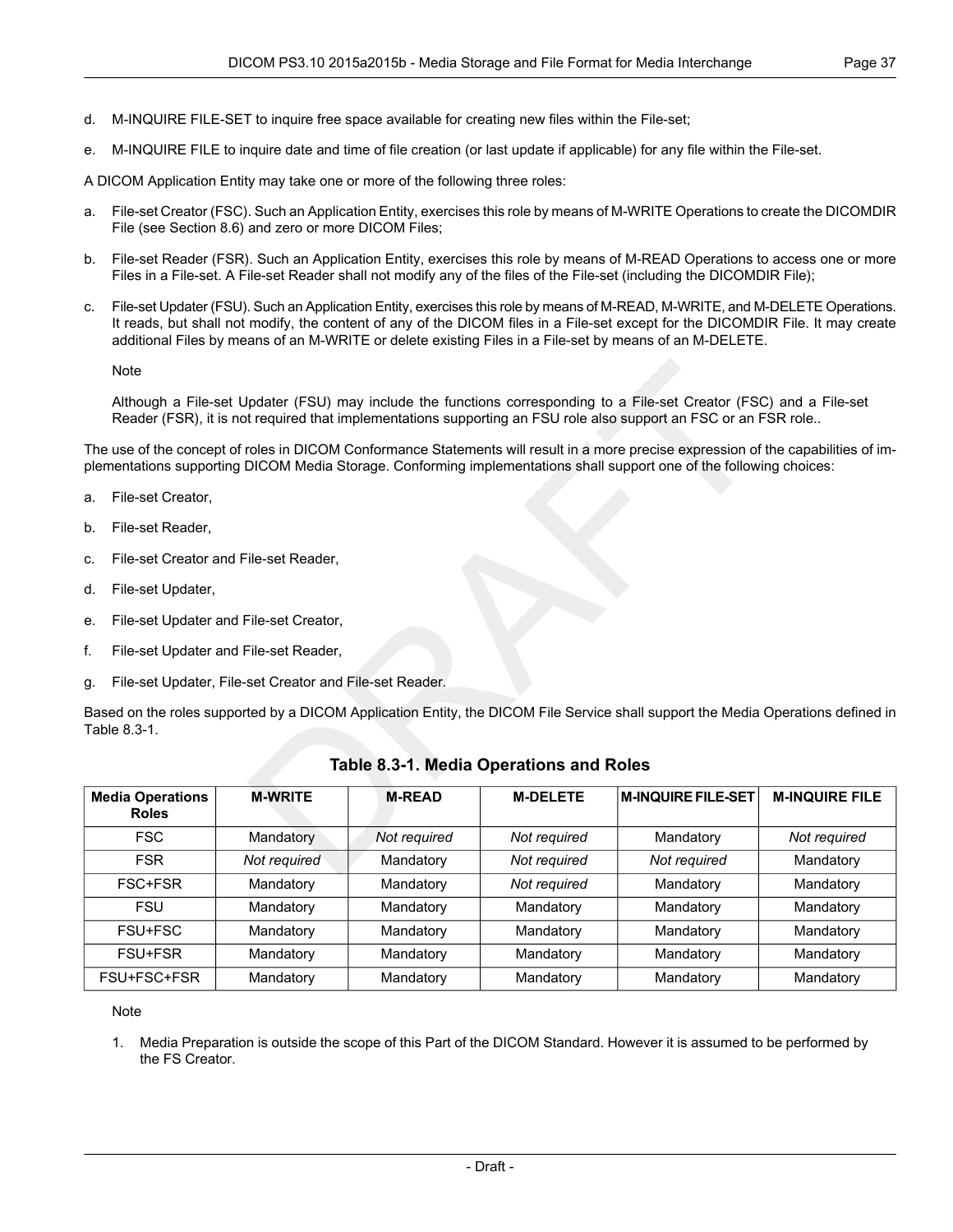d. M-INQUIRE FILE-SET to inquire free space available for creating new files within the File-set;

e. M-INQUIRE FILE to inquire date and time of file creation (or last update if applicable) for any file within the File-set.

A DICOM Application Entity may take one or more of the following three roles:

a. File-set Creator (FSC). Such an Application Entity, exercises this role by means of M-WRITE Operations to create the DICOMDIR File (see Section 8.6) and zero or more DICOM Files;

b. File-set Reader (FSR). Such an Application Entity, exercises this role by means of M-READ Operations to access one or more Files in a File-set. A File-set Reader shall not modify any of the files of the File-set (including the DICOMDIR File);

c. File-set Updater (FSU). Such an Application Entity, exercises this role by means of M-READ, M-WRITE, and M-DELETE Operations. It reads, but shall not modify, the content of any of the DICOM files in a File-set except for the DICOMDIR File. It may create additional Files by means of an M-WRITE or delete existing Files in a File-set by means of an M-DELETE.

Note

Although a File-set Updater (FSU) may include the functions corresponding to a File-set Creator (FSC) and a File-set Reader (FSR), it is not required that implementations supporting an FSU role also support an FSC or an FSR role..

The use of the concept of roles in DICOM Conformance Statements will result in a more precise expression of the capabilities of implementations supporting DICOM Media Storage. Conforming implementations shall support one of the following choices:

a. File-set Creator,

b. File-set Reader,

c. File-set Creator and File-set Reader,

d. File-set Updater,

e. File-set Updater and File-set Creator,

f. File-set Updater and File-set Reader,

g. File-set Updater, File-set Creator and File-set Reader.

Based on the roles supported by a DICOM Application Entity, the DICOM File Service shall support the Media Operations defined in Table 8.3-1.

**Table 8.3-1. Media Operations and Roles**

| Media Operations Roles | M-WRITE | M-READ | M-DELETE | M-INQUIRE FILE-SET | M-INQUIRE FILE |
|---|---|---|---|---|---|
| FSC | Mandatory | *Not required* | *Not required* | Mandatory | *Not required* |
| FSR | *Not required* | Mandatory | *Not required* | *Not required* | Mandatory |
| FSC+FSR | Mandatory | Mandatory | *Not required* | Mandatory | Mandatory |
| FSU | Mandatory | Mandatory | Mandatory | Mandatory | Mandatory |
| FSU+FSC | Mandatory | Mandatory | Mandatory | Mandatory | Mandatory |
| FSU+FSR | Mandatory | Mandatory | Mandatory | Mandatory | Mandatory |
| FSU+FSC+FSR | Mandatory | Mandatory | Mandatory | Mandatory | Mandatory |

Note

1. Media Preparation is outside the scope of this Part of the DICOM Standard. However it is assumed to be performed by the FS Creator.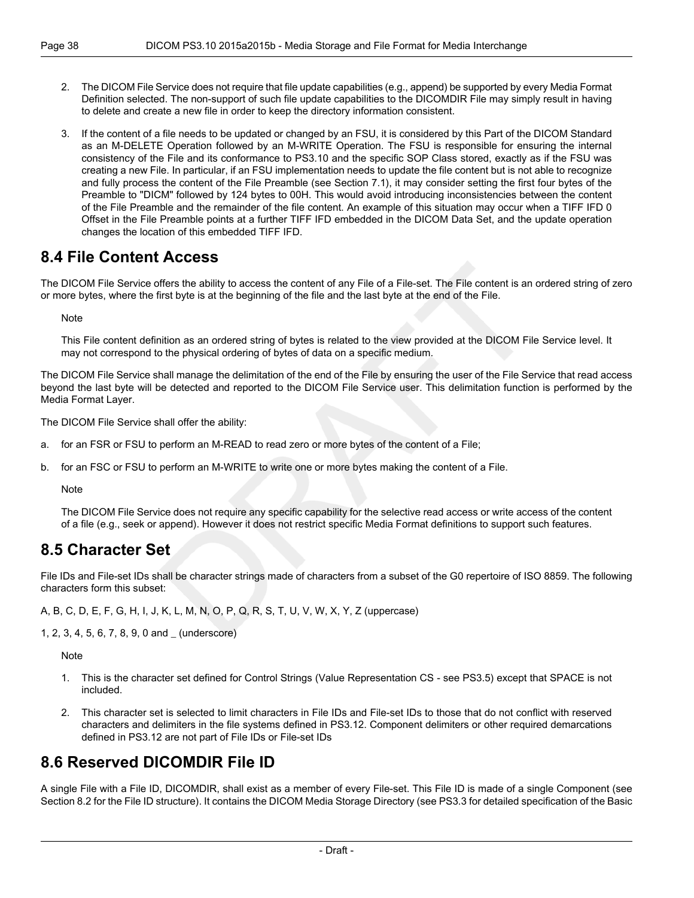2. The DICOM File Service does not require that file update capabilities (e.g., append) be supported by every Media Format Definition selected. The non-support of such file update capabilities to the DICOMDIR File may simply result in having to delete and create a new file in order to keep the directory information consistent.

3. If the content of a file needs to be updated or changed by an FSU, it is considered by this Part of the DICOM Standard as an M-DELETE Operation followed by an M-WRITE Operation. The FSU is responsible for ensuring the internal consistency of the File and its conformance to PS3.10 and the specific SOP Class stored, exactly as if the FSU was creating a new File. In particular, if an FSU implementation needs to update the file content but is not able to recognize and fully process the content of the File Preamble (see Section 7.1), it may consider setting the first four bytes of the Preamble to "DICM" followed by 124 bytes to 00H. This would avoid introducing inconsistencies between the content of the File Preamble and the remainder of the file content. An example of this situation may occur when a TIFF IFD 0 Offset in the File Preamble points at a further TIFF IFD embedded in the DICOM Data Set, and the update operation changes the location of this embedded TIFF IFD.

## 8.4 File Content Access

The DICOM File Service offers the ability to access the content of any File of a File-set. The File content is an ordered string of zero or more bytes, where the first byte is at the beginning of the file and the last byte at the end of the File.

> Note
>
> This File content definition as an ordered string of bytes is related to the view provided at the DICOM File Service level. It may not correspond to the physical ordering of bytes of data on a specific medium.

The DICOM File Service shall manage the delimitation of the end of the File by ensuring the user of the File Service that read access beyond the last byte will be detected and reported to the DICOM File Service user. This delimitation function is performed by the Media Format Layer.

The DICOM File Service shall offer the ability:

a. for an FSR or FSU to perform an M-READ to read zero or more bytes of the content of a File;

b. for an FSC or FSU to perform an M-WRITE to write one or more bytes making the content of a File.

> Note
>
> The DICOM File Service does not require any specific capability for the selective read access or write access of the content of a file (e.g., seek or append). However it does not restrict specific Media Format definitions to support such features.

## 8.5 Character Set

File IDs and File-set IDs shall be character strings made of characters from a subset of the G0 repertoire of ISO 8859. The following characters form this subset:

A, B, C, D, E, F, G, H, I, J, K, L, M, N, O, P, Q, R, S, T, U, V, W, X, Y, Z (uppercase)

1, 2, 3, 4, 5, 6, 7, 8, 9, 0 and _ (underscore)

> Note
>
> 1. This is the character set defined for Control Strings (Value Representation CS - see PS3.5) except that SPACE is not included.
> 2. This character set is selected to limit characters in File IDs and File-set IDs to those that do not conflict with reserved characters and delimiters in the file systems defined in PS3.12. Component delimiters or other required demarcations defined in PS3.12 are not part of File IDs or File-set IDs

## 8.6 Reserved DICOMDIR File ID

A single File with a File ID, DICOMDIR, shall exist as a member of every File-set. This File ID is made of a single Component (see Section 8.2 for the File ID structure). It contains the DICOM Media Storage Directory (see PS3.3 for detailed specification of the Basic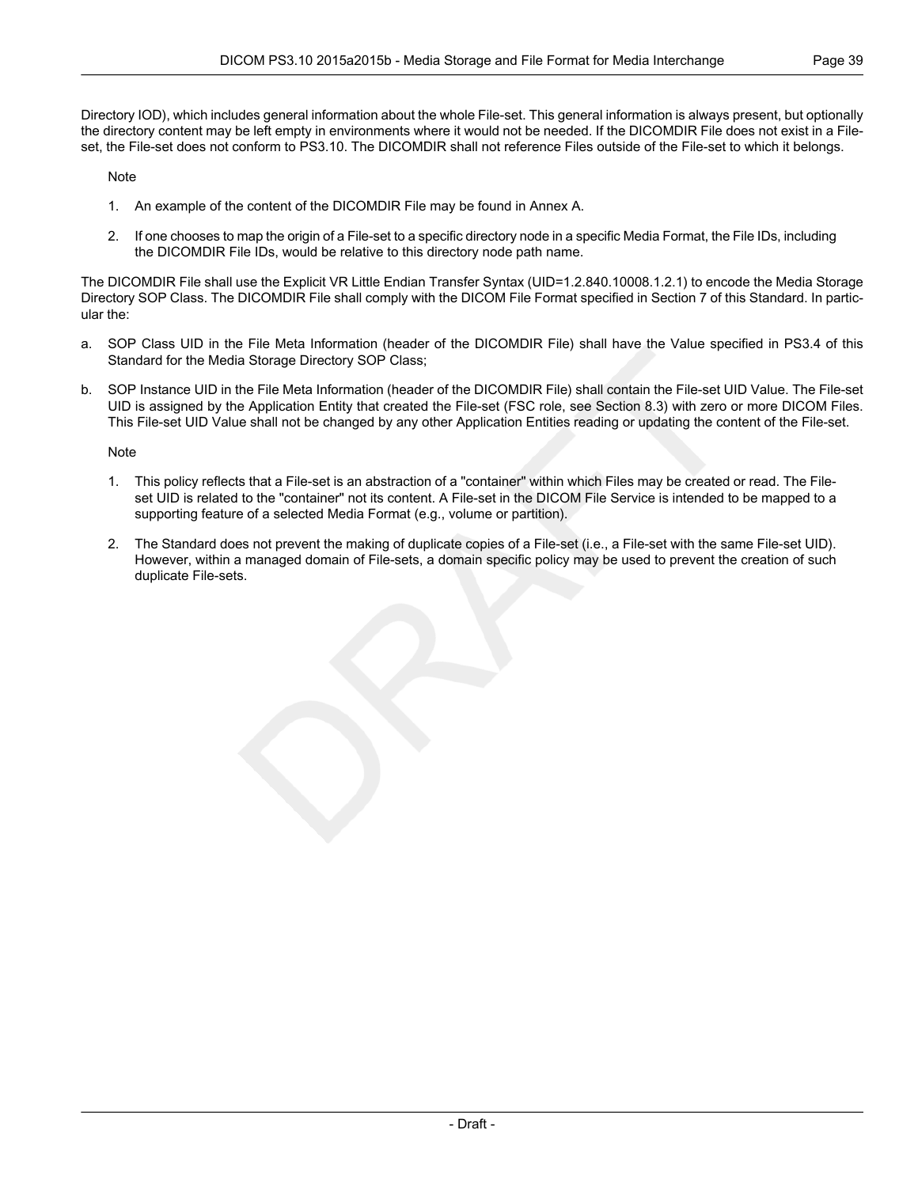Directory IOD), which includes general information about the whole File-set. This general information is always present, but optionally the directory content may be left empty in environments where it would not be needed. If the DICOMDIR File does not exist in a File-set, the File-set does not conform to PS3.10. The DICOMDIR shall not reference Files outside of the File-set to which it belongs.

Note

1. An example of the content of the DICOMDIR File may be found in Annex A.
2. If one chooses to map the origin of a File-set to a specific directory node in a specific Media Format, the File IDs, including the DICOMDIR File IDs, would be relative to this directory node path name.

The DICOMDIR File shall use the Explicit VR Little Endian Transfer Syntax (UID=1.2.840.10008.1.2.1) to encode the Media Storage Directory SOP Class. The DICOMDIR File shall comply with the DICOM File Format specified in Section 7 of this Standard. In particular the:

a. SOP Class UID in the File Meta Information (header of the DICOMDIR File) shall have the Value specified in PS3.4 of this Standard for the Media Storage Directory SOP Class;

b. SOP Instance UID in the File Meta Information (header of the DICOMDIR File) shall contain the File-set UID Value. The File-set UID is assigned by the Application Entity that created the File-set (FSC role, see Section 8.3) with zero or more DICOM Files. This File-set UID Value shall not be changed by any other Application Entities reading or updating the content of the File-set.

Note

1. This policy reflects that a File-set is an abstraction of a "container" within which Files may be created or read. The File-set UID is related to the "container" not its content. A File-set in the DICOM File Service is intended to be mapped to a supporting feature of a selected Media Format (e.g., volume or partition).
2. The Standard does not prevent the making of duplicate copies of a File-set (i.e., a File-set with the same File-set UID). However, within a managed domain of File-sets, a domain specific policy may be used to prevent the creation of such duplicate File-sets.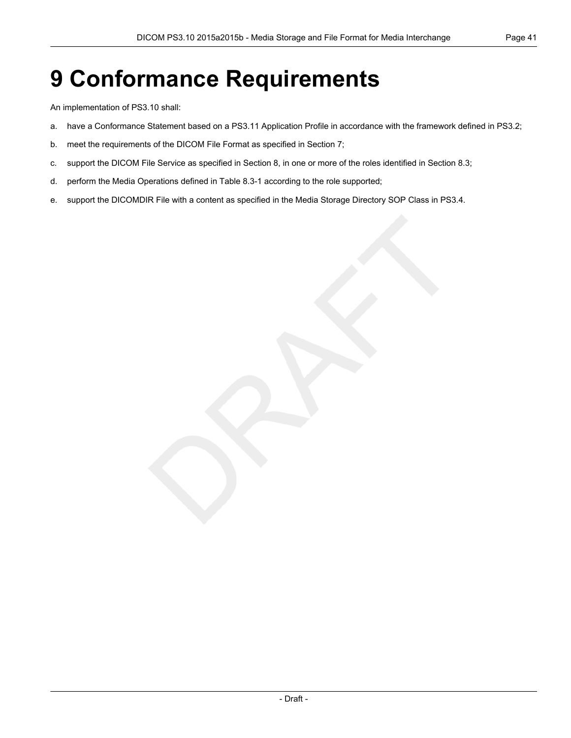# 9 Conformance Requirements

An implementation of PS3.10 shall:

a. have a Conformance Statement based on a PS3.11 Application Profile in accordance with the framework defined in PS3.2;

b. meet the requirements of the DICOM File Format as specified in Section 7;

c. support the DICOM File Service as specified in Section 8, in one or more of the roles identified in Section 8.3;

d. perform the Media Operations defined in Table 8.3-1 according to the role supported;

e. support the DICOMDIR File with a content as specified in the Media Storage Directory SOP Class in PS3.4.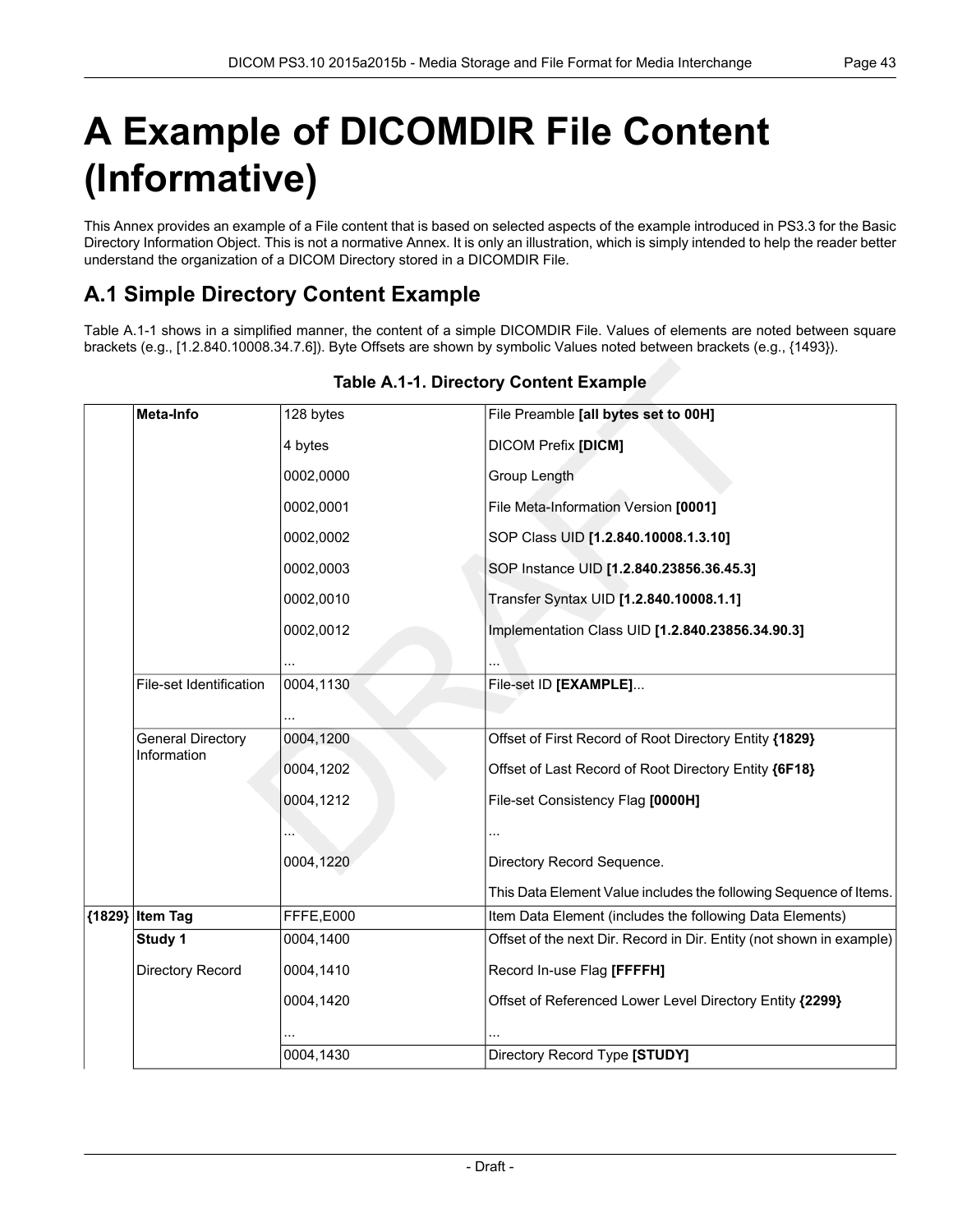# A Example of DICOMDIR File Content (Informative)

This Annex provides an example of a File content that is based on selected aspects of the example introduced in PS3.3 for the Basic Directory Information Object. This is not a normative Annex. It is only an illustration, which is simply intended to help the reader better understand the organization of a DICOM Directory stored in a DICOMDIR File.

## A.1 Simple Directory Content Example

Table A.1-1 shows in a simplified manner, the content of a simple DICOMDIR File. Values of elements are noted between square brackets (e.g., [1.2.840.10008.34.7.6]). Byte Offsets are shown by symbolic Values noted between brackets (e.g., {1493}).

**Table A.1-1. Directory Content Example**

| | | | |
|---|---|---|---|
| | **Meta-Info** | 128 bytes | File Preamble **[all bytes set to 00H]** |
| | | 4 bytes | DICOM Prefix **[DICM]** |
| | | 0002,0000 | Group Length |
| | | 0002,0001 | File Meta-Information Version **[0001]** |
| | | 0002,0002 | SOP Class UID **[1.2.840.10008.1.3.10]** |
| | | 0002,0003 | SOP Instance UID **[1.2.840.23856.36.45.3]** |
| | | 0002,0010 | Transfer Syntax UID **[1.2.840.10008.1.1]** |
| | | 0002,0012 | Implementation Class UID **[1.2.840.23856.34.90.3]** |
| | | ... | ... |
| | File-set Identification | 0004,1130 | File-set ID **[EXAMPLE]**... |
| | | ... | |
| | General Directory Information | 0004,1200 | Offset of First Record of Root Directory Entity **{1829}** |
| | | 0004,1202 | Offset of Last Record of Root Directory Entity **{6F18}** |
| | | 0004,1212 | File-set Consistency Flag **[0000H]** |
| | | ... | ... |
| | | 0004,1220 | Directory Record Sequence. |
| | | | This Data Element Value includes the following Sequence of Items. |
| **{1829}** | **Item Tag** | FFFE,E000 | Item Data Element (includes the following Data Elements) |
| | **Study 1** | 0004,1400 | Offset of the next Dir. Record in Dir. Entity (not shown in example) |
| | Directory Record | 0004,1410 | Record In-use Flag **[FFFFH]** |
| | | 0004,1420 | Offset of Referenced Lower Level Directory Entity **{2299}** |
| | | ... | ... |
| | | 0004,1430 | Directory Record Type **[STUDY]** |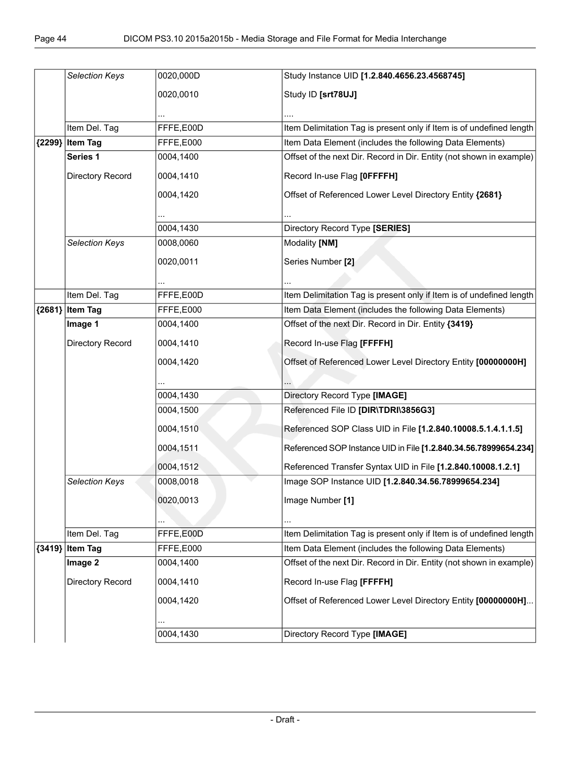| | | | |
|---|---|---|---|
| | *Selection Keys* | 0020,000D | Study Instance UID **[1.2.840.4656.23.4568745]** |
| | | 0020,0010 | Study ID **[srt78UJ]** |
| | | ... | .... |
| | Item Del. Tag | FFFE,E00D | Item Delimitation Tag is present only if Item is of undefined length |
| **{2299}** | **Item Tag** | FFFE,E000 | Item Data Element (includes the following Data Elements) |
| | **Series 1** | 0004,1400 | Offset of the next Dir. Record in Dir. Entity (not shown in example) |
| | Directory Record | 0004,1410 | Record In-use Flag **[0FFFFH]** |
| | | 0004,1420 | Offset of Referenced Lower Level Directory Entity **{2681}** |
| | | ... | ... |
| | | 0004,1430 | Directory Record Type **[SERIES]** |
| | *Selection Keys* | 0008,0060 | Modality **[NM]** |
| | | 0020,0011 | Series Number **[2]** |
| | | ... | ... |
| | Item Del. Tag | FFFE,E00D | Item Delimitation Tag is present only if Item is of undefined length |
| **{2681}** | **Item Tag** | FFFE,E000 | Item Data Element (includes the following Data Elements) |
| | **Image 1** | 0004,1400 | Offset of the next Dir. Record in Dir. Entity **{3419}** |
| | Directory Record | 0004,1410 | Record In-use Flag **[FFFFH]** |
| | | 0004,1420 | Offset of Referenced Lower Level Directory Entity **[00000000H]** |
| | | ... | ... |
| | | 0004,1430 | Directory Record Type **[IMAGE]** |
| | | 0004,1500 | Referenced File ID **[DIR\TDRI\3856G3]** |
| | | 0004,1510 | Referenced SOP Class UID in File **[1.2.840.10008.5.1.4.1.1.5]** |
| | | 0004,1511 | Referenced SOP Instance UID in File **[1.2.840.34.56.78999654.234]** |
| | | 0004,1512 | Referenced Transfer Syntax UID in File **[1.2.840.10008.1.2.1]** |
| | *Selection Keys* | 0008,0018 | Image SOP Instance UID **[1.2.840.34.56.78999654.234]** |
| | | 0020,0013 | Image Number **[1]** |
| | | ... | ... |
| | Item Del. Tag | FFFE,E00D | Item Delimitation Tag is present only if Item is of undefined length |
| **{3419}** | **Item Tag** | FFFE,E000 | Item Data Element (includes the following Data Elements) |
| | **Image 2** | 0004,1400 | Offset of the next Dir. Record in Dir. Entity (not shown in example) |
| | Directory Record | 0004,1410 | Record In-use Flag **[FFFFH]** |
| | | 0004,1420 | Offset of Referenced Lower Level Directory Entity **[00000000H]**... |
| | | ... | |
| | | 0004,1430 | Directory Record Type **[IMAGE]** |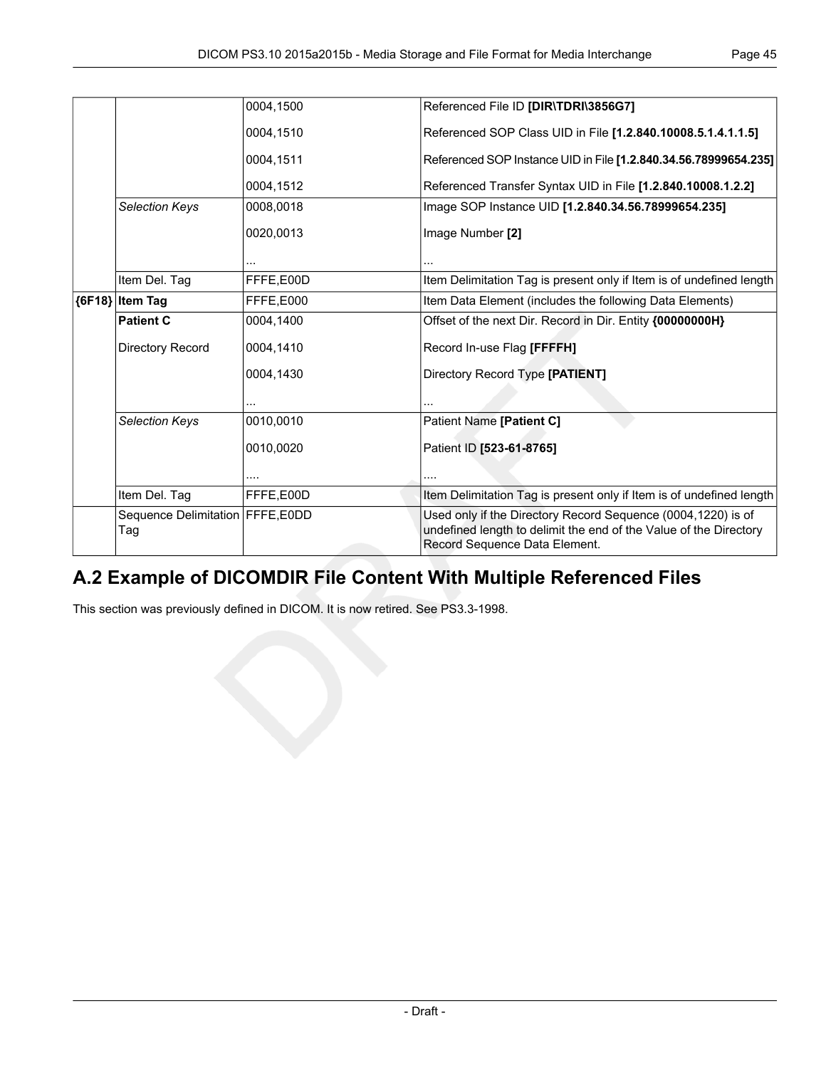| | | | |
|---|---|---|---|
| | | 0004,1500 | Referenced File ID **[DIR\TDRI\3856G7]** |
| | | 0004,1510 | Referenced SOP Class UID in File **[1.2.840.10008.5.1.4.1.1.5]** |
| | | 0004,1511 | Referenced SOP Instance UID in File **[1.2.840.34.56.78999654.235]** |
| | | 0004,1512 | Referenced Transfer Syntax UID in File **[1.2.840.10008.1.2.2]** |
| | *Selection Keys* | 0008,0018 | Image SOP Instance UID **[1.2.840.34.56.78999654.235]** |
| | | 0020,0013 | Image Number **[2]** |
| | | ... | ... |
| | Item Del. Tag | FFFE,E00D | Item Delimitation Tag is present only if Item is of undefined length |
| **{6F18}** | **Item Tag** | FFFE,E000 | Item Data Element (includes the following Data Elements) |
| | **Patient C** | 0004,1400 | Offset of the next Dir. Record in Dir. Entity **{00000000H}** |
| | Directory Record | 0004,1410 | Record In-use Flag **[FFFFH]** |
| | | 0004,1430 | Directory Record Type **[PATIENT]** |
| | | ... | ... |
| | *Selection Keys* | 0010,0010 | Patient Name **[Patient C]** |
| | | 0010,0020 | Patient ID **[523-61-8765]** |
| | | .... | .... |
| | Item Del. Tag | FFFE,E00D | Item Delimitation Tag is present only if Item is of undefined length |
| | Sequence Delimitation Tag | FFFE,E0DD | Used only if the Directory Record Sequence (0004,1220) is of undefined length to delimit the end of the Value of the Directory Record Sequence Data Element. |

## A.2 Example of DICOMDIR File Content With Multiple Referenced Files

This section was previously defined in DICOM. It is now retired. See PS3.3-1998.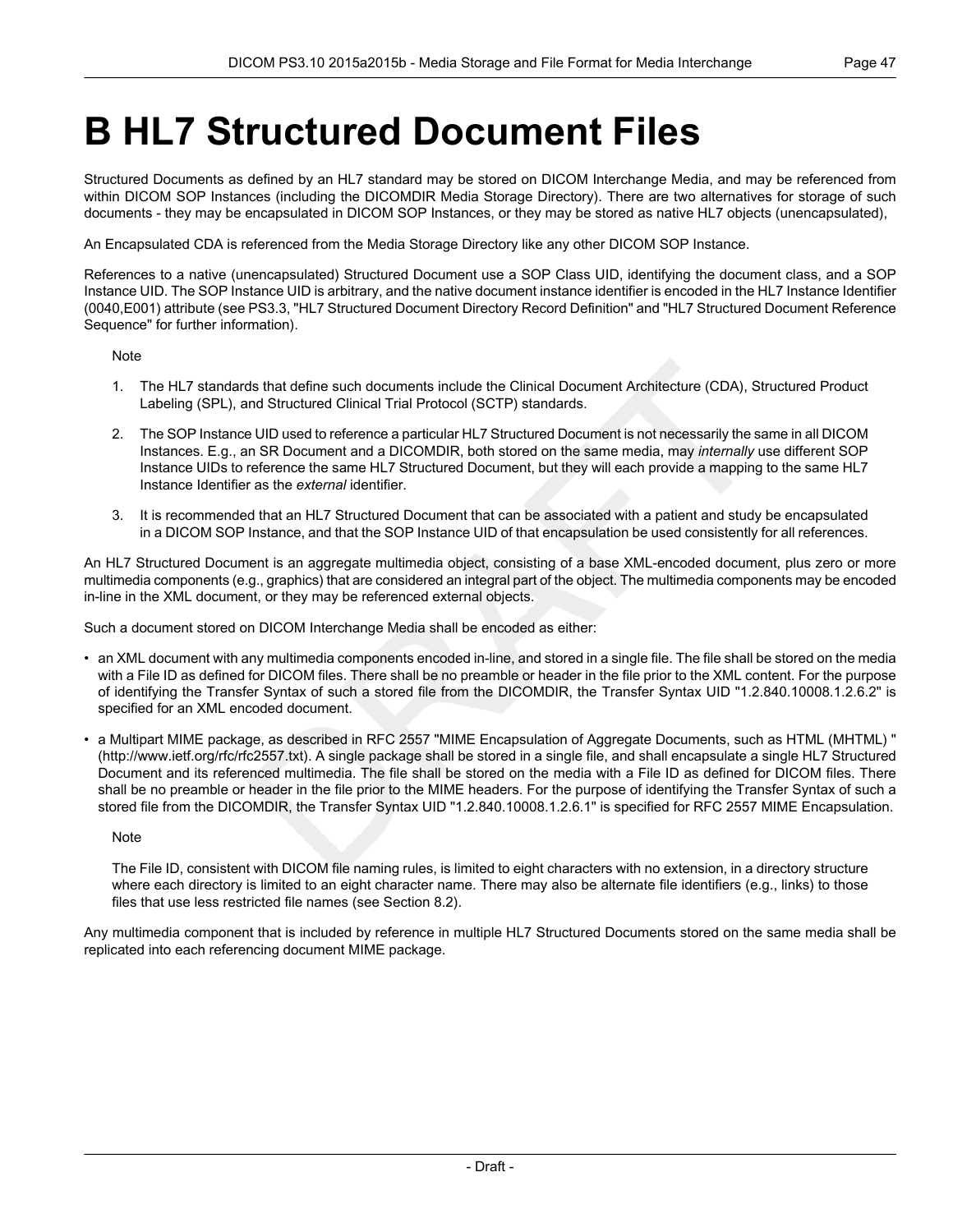# B HL7 Structured Document Files

Structured Documents as defined by an HL7 standard may be stored on DICOM Interchange Media, and may be referenced from within DICOM SOP Instances (including the DICOMDIR Media Storage Directory). There are two alternatives for storage of such documents - they may be encapsulated in DICOM SOP Instances, or they may be stored as native HL7 objects (unencapsulated),

An Encapsulated CDA is referenced from the Media Storage Directory like any other DICOM SOP Instance.

References to a native (unencapsulated) Structured Document use a SOP Class UID, identifying the document class, and a SOP Instance UID. The SOP Instance UID is arbitrary, and the native document instance identifier is encoded in the HL7 Instance Identifier (0040,E001) attribute (see PS3.3, "HL7 Structured Document Directory Record Definition" and "HL7 Structured Document Reference Sequence" for further information).

Note

1. The HL7 standards that define such documents include the Clinical Document Architecture (CDA), Structured Product Labeling (SPL), and Structured Clinical Trial Protocol (SCTP) standards.
2. The SOP Instance UID used to reference a particular HL7 Structured Document is not necessarily the same in all DICOM Instances. E.g., an SR Document and a DICOMDIR, both stored on the same media, may *internally* use different SOP Instance UIDs to reference the same HL7 Structured Document, but they will each provide a mapping to the same HL7 Instance Identifier as the *external* identifier.
3. It is recommended that an HL7 Structured Document that can be associated with a patient and study be encapsulated in a DICOM SOP Instance, and that the SOP Instance UID of that encapsulation be used consistently for all references.

An HL7 Structured Document is an aggregate multimedia object, consisting of a base XML-encoded document, plus zero or more multimedia components (e.g., graphics) that are considered an integral part of the object. The multimedia components may be encoded in-line in the XML document, or they may be referenced external objects.

Such a document stored on DICOM Interchange Media shall be encoded as either:

- an XML document with any multimedia components encoded in-line, and stored in a single file. The file shall be stored on the media with a File ID as defined for DICOM files. There shall be no preamble or header in the file prior to the XML content. For the purpose of identifying the Transfer Syntax of such a stored file from the DICOMDIR, the Transfer Syntax UID "1.2.840.10008.1.2.6.2" is specified for an XML encoded document.
- a Multipart MIME package, as described in RFC 2557 "MIME Encapsulation of Aggregate Documents, such as HTML (MHTML) " (http://www.ietf.org/rfc/rfc2557.txt). A single package shall be stored in a single file, and shall encapsulate a single HL7 Structured Document and its referenced multimedia. The file shall be stored on the media with a File ID as defined for DICOM files. There shall be no preamble or header in the file prior to the MIME headers. For the purpose of identifying the Transfer Syntax of such a stored file from the DICOMDIR, the Transfer Syntax UID "1.2.840.10008.1.2.6.1" is specified for RFC 2557 MIME Encapsulation.

Note

The File ID, consistent with DICOM file naming rules, is limited to eight characters with no extension, in a directory structure where each directory is limited to an eight character name. There may also be alternate file identifiers (e.g., links) to those files that use less restricted file names (see Section 8.2).

Any multimedia component that is included by reference in multiple HL7 Structured Documents stored on the same media shall be replicated into each referencing document MIME package.